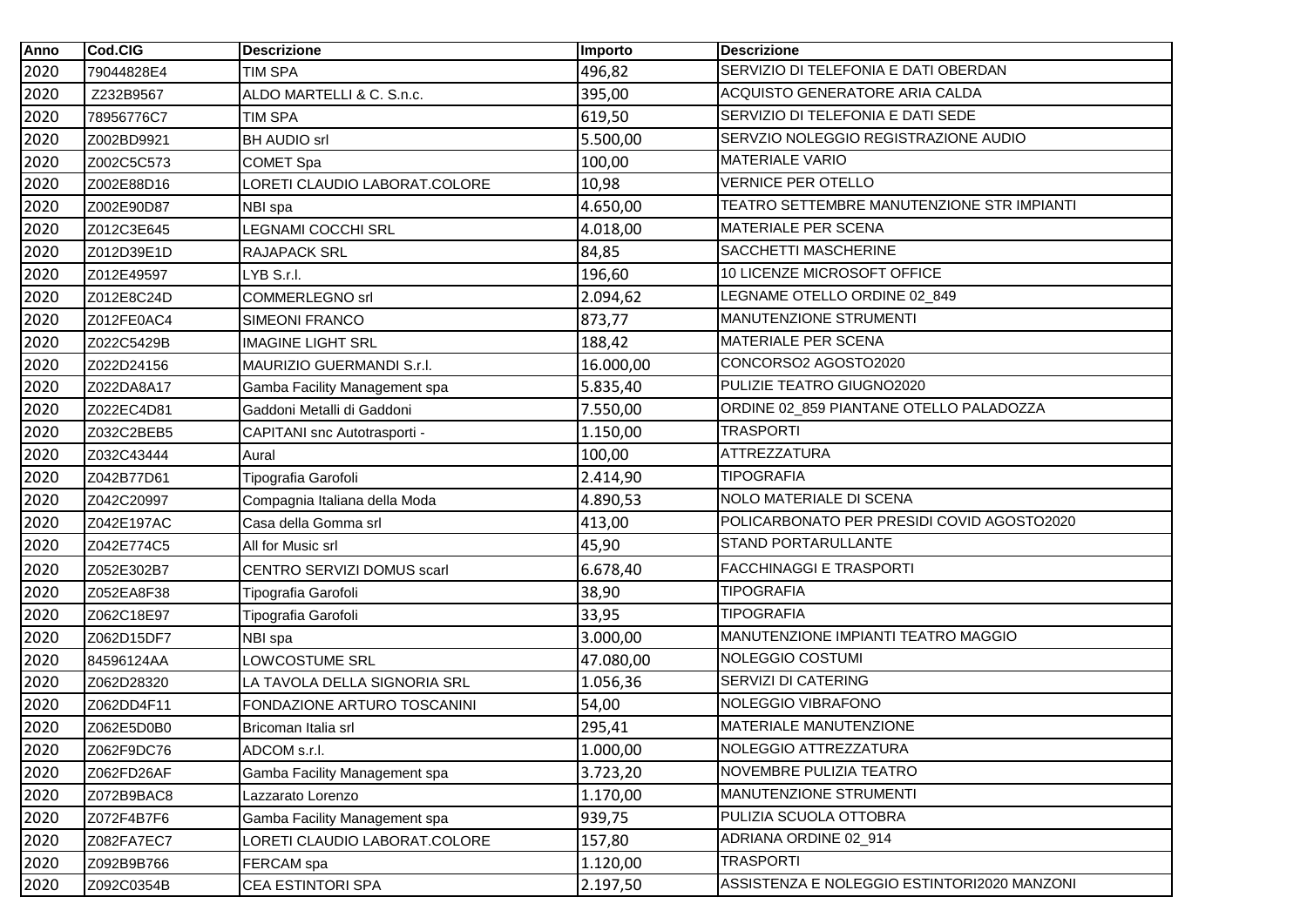| Anno | Cod.CIG | Descrizione | Importo | Descrizione |
|---|---|---|---|---|
| 2020 | 79044828E4 | TIM SPA | 496,82 | SERVIZIO DI TELEFONIA E DATI OBERDAN |
| 2020 | Z232B9567 | ALDO MARTELLI & C. S.n.c. | 395,00 | ACQUISTO GENERATORE ARIA CALDA |
| 2020 | 78956776C7 | TIM SPA | 619,50 | SERVIZIO DI TELEFONIA E DATI SEDE |
| 2020 | Z002BD9921 | BH AUDIO srl | 5.500,00 | SERVZIO NOLEGGIO REGISTRAZIONE AUDIO |
| 2020 | Z002C5C573 | COMET Spa | 100,00 | MATERIALE VARIO |
| 2020 | Z002E88D16 | LORETI CLAUDIO LABORAT.COLORE | 10,98 | VERNICE PER OTELLO |
| 2020 | Z002E90D87 | NBI spa | 4.650,00 | TEATRO SETTEMBRE MANUTENZIONE STR IMPIANTI |
| 2020 | Z012C3E645 | LEGNAMI COCCHI SRL | 4.018,00 | MATERIALE PER SCENA |
| 2020 | Z012D39E1D | RAJAPACK SRL | 84,85 | SACCHETTI MASCHERINE |
| 2020 | Z012E49597 | LYB S.r.l. | 196,60 | 10 LICENZE MICROSOFT OFFICE |
| 2020 | Z012E8C24D | COMMERLEGNO srl | 2.094,62 | LEGNAME OTELLO ORDINE 02_849 |
| 2020 | Z012FE0AC4 | SIMEONI FRANCO | 873,77 | MANUTENZIONE STRUMENTI |
| 2020 | Z022C5429B | IMAGINE LIGHT SRL | 188,42 | MATERIALE PER SCENA |
| 2020 | Z022D24156 | MAURIZIO GUERMANDI S.r.l. | 16.000,00 | CONCORSO2 AGOSTO2020 |
| 2020 | Z022DA8A17 | Gamba Facility Management spa | 5.835,40 | PULIZIE TEATRO GIUGNO2020 |
| 2020 | Z022EC4D81 | Gaddoni Metalli di Gaddoni | 7.550,00 | ORDINE 02_859 PIANTANE OTELLO PALADOZZA |
| 2020 | Z032C2BEB5 | CAPITANI snc Autotrasporti - | 1.150,00 | TRASPORTI |
| 2020 | Z032C43444 | Aural | 100,00 | ATTREZZATURA |
| 2020 | Z042B77D61 | Tipografia Garofoli | 2.414,90 | TIPOGRAFIA |
| 2020 | Z042C20997 | Compagnia Italiana della Moda | 4.890,53 | NOLO MATERIALE DI SCENA |
| 2020 | Z042E197AC | Casa della Gomma srl | 413,00 | POLICARBONATO PER PRESIDI COVID AGOSTO2020 |
| 2020 | Z042E774C5 | All for Music srl | 45,90 | STAND PORTARULLANTE |
| 2020 | Z052E302B7 | CENTRO SERVIZI DOMUS scarl | 6.678,40 | FACCHINAGGI E TRASPORTI |
| 2020 | Z052EA8F38 | Tipografia Garofoli | 38,90 | TIPOGRAFIA |
| 2020 | Z062C18E97 | Tipografia Garofoli | 33,95 | TIPOGRAFIA |
| 2020 | Z062D15DF7 | NBI spa | 3.000,00 | MANUTENZIONE IMPIANTI TEATRO MAGGIO |
| 2020 | 84596124AA | LOWCOSTUME SRL | 47.080,00 | NOLEGGIO COSTUMI |
| 2020 | Z062D28320 | LA TAVOLA DELLA SIGNORIA SRL | 1.056,36 | SERVIZI DI CATERING |
| 2020 | Z062DD4F11 | FONDAZIONE ARTURO TOSCANINI | 54,00 | NOLEGGIO VIBRAFONO |
| 2020 | Z062E5D0B0 | Bricoman Italia srl | 295,41 | MATERIALE MANUTENZIONE |
| 2020 | Z062F9DC76 | ADCOM s.r.l. | 1.000,00 | NOLEGGIO ATTREZZATURA |
| 2020 | Z062FD26AF | Gamba Facility Management spa | 3.723,20 | NOVEMBRE PULIZIA TEATRO |
| 2020 | Z072B9BAC8 | Lazzarato Lorenzo | 1.170,00 | MANUTENZIONE STRUMENTI |
| 2020 | Z072F4B7F6 | Gamba Facility Management spa | 939,75 | PULIZIA SCUOLA OTTOBRA |
| 2020 | Z082FA7EC7 | LORETI CLAUDIO LABORAT.COLORE | 157,80 | ADRIANA ORDINE 02_914 |
| 2020 | Z092B9B766 | FERCAM spa | 1.120,00 | TRASPORTI |
| 2020 | Z092C0354B | CEA ESTINTORI SPA | 2.197,50 | ASSISTENZA E NOLEGGIO ESTINTORI2020 MANZONI |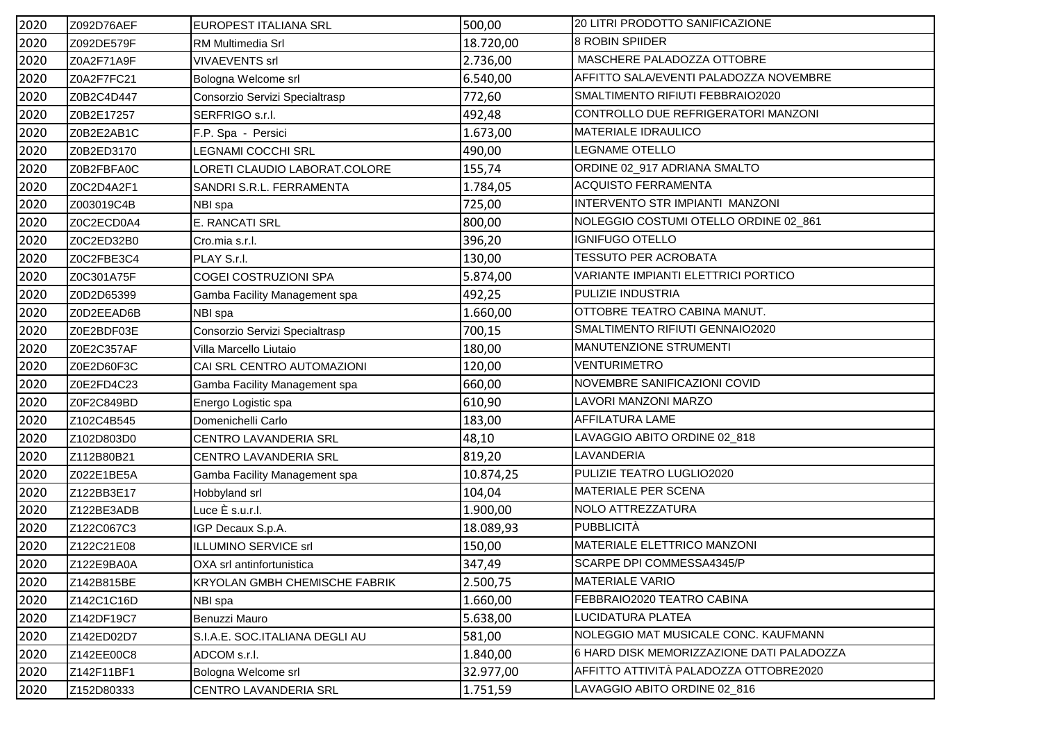| | | | | |
|---|---|---|---|---|
| 2020 | Z092D76AEF | EUROPEST ITALIANA SRL | 500,00 | 20 LITRI PRODOTTO SANIFICAZIONE |
| 2020 | Z092DE579F | RM Multimedia Srl | 18.720,00 | 8 ROBIN SPIIDER |
| 2020 | Z0A2F71A9F | VIVAEVENTS srl | 2.736,00 | MASCHERE PALADOZZA OTTOBRE |
| 2020 | Z0A2F7FC21 | Bologna Welcome srl | 6.540,00 | AFFITTO SALA/EVENTI PALADOZZA NOVEMBRE |
| 2020 | Z0B2C4D447 | Consorzio Servizi Specialtrasp | 772,60 | SMALTIMENTO RIFIUTI FEBBRAIO2020 |
| 2020 | Z0B2E17257 | SERFRIGO s.r.l. | 492,48 | CONTROLLO DUE REFRIGERATORI MANZONI |
| 2020 | Z0B2E2AB1C | F.P. Spa - Persici | 1.673,00 | MATERIALE IDRAULICO |
| 2020 | Z0B2ED3170 | LEGNAMI COCCHI SRL | 490,00 | LEGNAME OTELLO |
| 2020 | Z0B2FBFA0C | LORETI CLAUDIO LABORAT.COLORE | 155,74 | ORDINE 02_917 ADRIANA SMALTO |
| 2020 | Z0C2D4A2F1 | SANDRI S.R.L. FERRAMENTA | 1.784,05 | ACQUISTO FERRAMENTA |
| 2020 | Z003019C4B | NBI spa | 725,00 | INTERVENTO STR IMPIANTI MANZONI |
| 2020 | Z0C2ECD0A4 | E. RANCATI SRL | 800,00 | NOLEGGIO COSTUMI OTELLO ORDINE 02_861 |
| 2020 | Z0C2ED32B0 | Cro.mia s.r.l. | 396,20 | IGNIFUGO OTELLO |
| 2020 | Z0C2FBE3C4 | PLAY S.r.l. | 130,00 | TESSUTO PER ACROBATA |
| 2020 | Z0C301A75F | COGEI COSTRUZIONI SPA | 5.874,00 | VARIANTE IMPIANTI ELETTRICI PORTICO |
| 2020 | Z0D2D65399 | Gamba Facility Management spa | 492,25 | PULIZIE INDUSTRIA |
| 2020 | Z0D2EEAD6B | NBI spa | 1.660,00 | OTTOBRE TEATRO CABINA MANUT. |
| 2020 | Z0E2BDF03E | Consorzio Servizi Specialtrasp | 700,15 | SMALTIMENTO RIFIUTI GENNAIO2020 |
| 2020 | Z0E2C357AF | Villa Marcello Liutaio | 180,00 | MANUTENZIONE STRUMENTI |
| 2020 | Z0E2D60F3C | CAI SRL CENTRO AUTOMAZIONI | 120,00 | VENTURIMETRO |
| 2020 | Z0E2FD4C23 | Gamba Facility Management spa | 660,00 | NOVEMBRE SANIFICAZIONI COVID |
| 2020 | Z0F2C849BD | Energo Logistic spa | 610,90 | LAVORI MANZONI MARZO |
| 2020 | Z102C4B545 | Domenichelli Carlo | 183,00 | AFFILATURA LAME |
| 2020 | Z102D803D0 | CENTRO LAVANDERIA SRL | 48,10 | LAVAGGIO ABITO ORDINE 02_818 |
| 2020 | Z112B80B21 | CENTRO LAVANDERIA SRL | 819,20 | LAVANDERIA |
| 2020 | Z022E1BE5A | Gamba Facility Management spa | 10.874,25 | PULIZIE TEATRO LUGLIO2020 |
| 2020 | Z122BB3E17 | Hobbyland srl | 104,04 | MATERIALE PER SCENA |
| 2020 | Z122BE3ADB | Luce È s.u.r.l. | 1.900,00 | NOLO ATTREZZATURA |
| 2020 | Z122C067C3 | IGP Decaux S.p.A. | 18.089,93 | PUBBLICITÀ |
| 2020 | Z122C21E08 | ILLUMINO SERVICE srl | 150,00 | MATERIALE ELETTRICO MANZONI |
| 2020 | Z122E9BA0A | OXA srl antinfortunistica | 347,49 | SCARPE DPI COMMESSA4345/P |
| 2020 | Z142B815BE | KRYOLAN GMBH CHEMISCHE FABRIK | 2.500,75 | MATERIALE VARIO |
| 2020 | Z142C1C16D | NBI spa | 1.660,00 | FEBBRAIO2020 TEATRO CABINA |
| 2020 | Z142DF19C7 | Benuzzi Mauro | 5.638,00 | LUCIDATURA PLATEA |
| 2020 | Z142ED02D7 | S.I.A.E. SOC.ITALIANA DEGLI AU | 581,00 | NOLEGGIO MAT MUSICALE CONC. KAUFMANN |
| 2020 | Z142EE00C8 | ADCOM s.r.l. | 1.840,00 | 6 HARD DISK MEMORIZZAZIONE DATI PALADOZZA |
| 2020 | Z142F11BF1 | Bologna Welcome srl | 32.977,00 | AFFITTO ATTIVITÀ PALADOZZA OTTOBRE2020 |
| 2020 | Z152D80333 | CENTRO LAVANDERIA SRL | 1.751,59 | LAVAGGIO ABITO ORDINE 02_816 |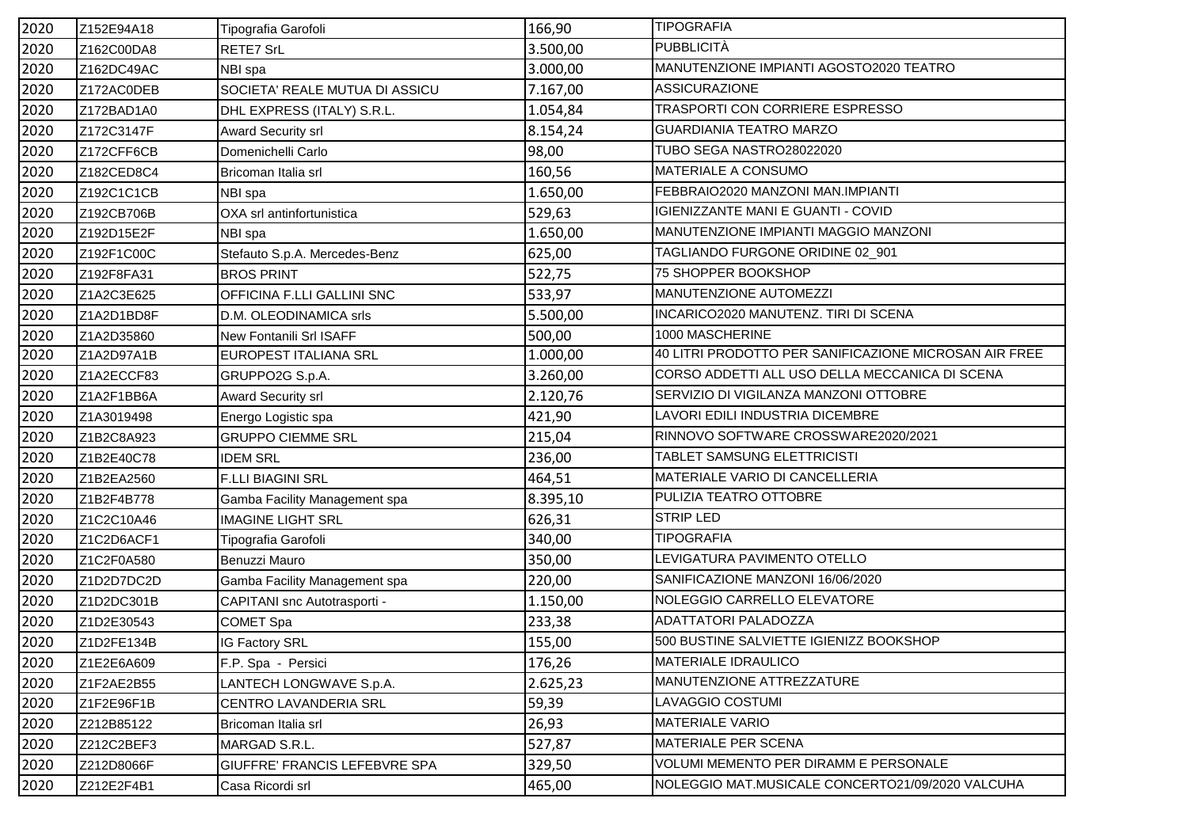| | | | | |
|---|---|---|---|---|
| 2020 | Z152E94A18 | Tipografia Garofoli | 166,90 | TIPOGRAFIA |
| 2020 | Z162C00DA8 | RETE7 SrL | 3.500,00 | PUBBLICITÀ |
| 2020 | Z162DC49AC | NBI spa | 3.000,00 | MANUTENZIONE IMPIANTI AGOSTO2020 TEATRO |
| 2020 | Z172AC0DEB | SOCIETA' REALE MUTUA DI ASSICU | 7.167,00 | ASSICURAZIONE |
| 2020 | Z172BAD1A0 | DHL EXPRESS (ITALY) S.R.L. | 1.054,84 | TRASPORTI CON CORRIERE ESPRESSO |
| 2020 | Z172C3147F | Award Security srl | 8.154,24 | GUARDIANIA TEATRO MARZO |
| 2020 | Z172CFF6CB | Domenichelli Carlo | 98,00 | TUBO SEGA NASTRO28022020 |
| 2020 | Z182CED8C4 | Bricoman Italia srl | 160,56 | MATERIALE A CONSUMO |
| 2020 | Z192C1C1CB | NBI spa | 1.650,00 | FEBBRAIO2020 MANZONI MAN.IMPIANTI |
| 2020 | Z192CB706B | OXA srl antinfortunistica | 529,63 | IGIENIZZANTE MANI E GUANTI - COVID |
| 2020 | Z192D15E2F | NBI spa | 1.650,00 | MANUTENZIONE IMPIANTI MAGGIO MANZONI |
| 2020 | Z192F1C00C | Stefauto S.p.A. Mercedes-Benz | 625,00 | TAGLIANDO FURGONE ORIDINE 02_901 |
| 2020 | Z192F8FA31 | BROS PRINT | 522,75 | 75 SHOPPER BOOKSHOP |
| 2020 | Z1A2C3E625 | OFFICINA F.LLI GALLINI SNC | 533,97 | MANUTENZIONE AUTOMEZZI |
| 2020 | Z1A2D1BD8F | D.M. OLEODINAMICA srls | 5.500,00 | INCARICO2020 MANUTENZ. TIRI DI SCENA |
| 2020 | Z1A2D35860 | New Fontanili Srl ISAFF | 500,00 | 1000 MASCHERINE |
| 2020 | Z1A2D97A1B | EUROPEST ITALIANA SRL | 1.000,00 | 40 LITRI PRODOTTO PER SANIFICAZIONE MICROSAN AIR FREE |
| 2020 | Z1A2ECCF83 | GRUPPO2G S.p.A. | 3.260,00 | CORSO ADDETTI ALL USO DELLA MECCANICA DI SCENA |
| 2020 | Z1A2F1BB6A | Award Security srl | 2.120,76 | SERVIZIO DI VIGILANZA MANZONI OTTOBRE |
| 2020 | Z1A3019498 | Energo Logistic spa | 421,90 | LAVORI EDILI INDUSTRIA DICEMBRE |
| 2020 | Z1B2C8A923 | GRUPPO CIEMME SRL | 215,04 | RINNOVO SOFTWARE CROSSWARE2020/2021 |
| 2020 | Z1B2E40C78 | IDEM SRL | 236,00 | TABLET SAMSUNG ELETTRICISTI |
| 2020 | Z1B2EA2560 | F.LLI BIAGINI SRL | 464,51 | MATERIALE VARIO DI CANCELLERIA |
| 2020 | Z1B2F4B778 | Gamba Facility Management spa | 8.395,10 | PULIZIA TEATRO OTTOBRE |
| 2020 | Z1C2C10A46 | IMAGINE LIGHT SRL | 626,31 | STRIP LED |
| 2020 | Z1C2D6ACF1 | Tipografia Garofoli | 340,00 | TIPOGRAFIA |
| 2020 | Z1C2F0A580 | Benuzzi Mauro | 350,00 | LEVIGATURA PAVIMENTO OTELLO |
| 2020 | Z1D2D7DC2D | Gamba Facility Management spa | 220,00 | SANIFICAZIONE MANZONI 16/06/2020 |
| 2020 | Z1D2DC301B | CAPITANI snc Autotrasporti - | 1.150,00 | NOLEGGIO CARRELLO ELEVATORE |
| 2020 | Z1D2E30543 | COMET Spa | 233,38 | ADATTATORI PALADOZZA |
| 2020 | Z1D2FE134B | IG Factory SRL | 155,00 | 500 BUSTINE SALVIETTE IGIENIZZ BOOKSHOP |
| 2020 | Z1E2E6A609 | F.P. Spa - Persici | 176,26 | MATERIALE IDRAULICO |
| 2020 | Z1F2AE2B55 | LANTECH LONGWAVE S.p.A. | 2.625,23 | MANUTENZIONE ATTREZZATURE |
| 2020 | Z1F2E96F1B | CENTRO LAVANDERIA SRL | 59,39 | LAVAGGIO COSTUMI |
| 2020 | Z212B85122 | Bricoman Italia srl | 26,93 | MATERIALE VARIO |
| 2020 | Z212C2BEF3 | MARGAD S.R.L. | 527,87 | MATERIALE PER SCENA |
| 2020 | Z212D8066F | GIUFFRE' FRANCIS LEFEBVRE SPA | 329,50 | VOLUMI MEMENTO PER DIRAMM E PERSONALE |
| 2020 | Z212E2F4B1 | Casa Ricordi srl | 465,00 | NOLEGGIO MAT.MUSICALE CONCERTO21/09/2020 VALCUHA |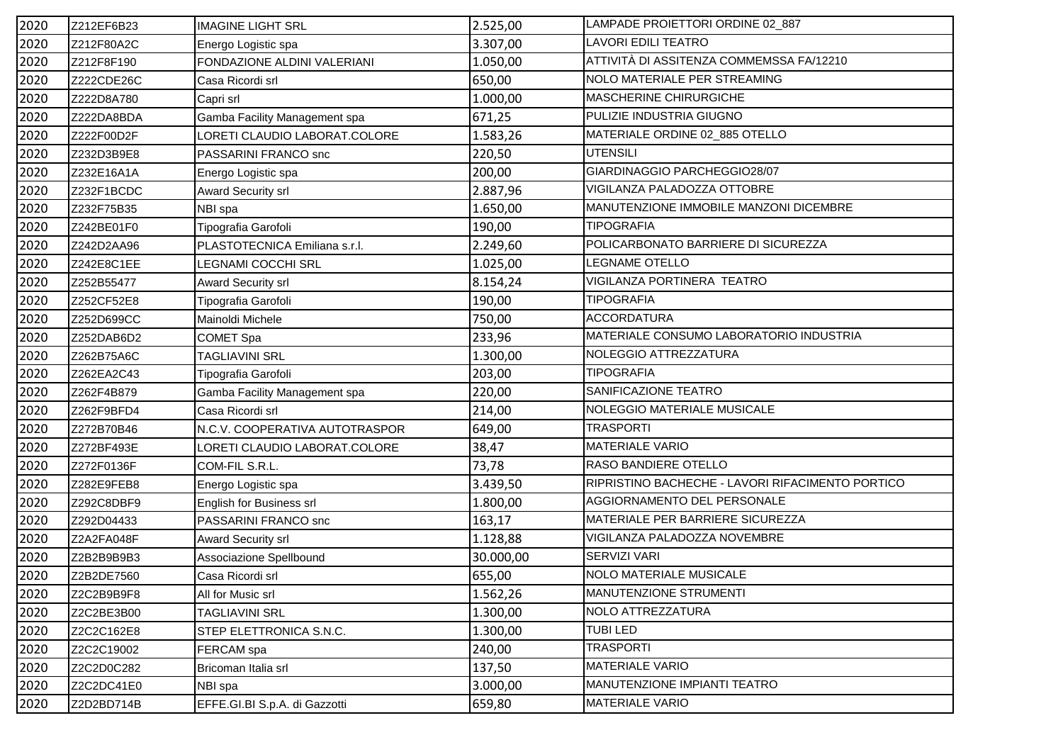| | | | | |
|---|---|---|---|---|
| 2020 | Z212EF6B23 | IMAGINE LIGHT SRL | 2.525,00 | LAMPADE PROIETTORI ORDINE 02_887 |
| 2020 | Z212F80A2C | Energo Logistic spa | 3.307,00 | LAVORI EDILI TEATRO |
| 2020 | Z212F8F190 | FONDAZIONE ALDINI VALERIANI | 1.050,00 | ATTIVITÀ DI ASSITENZA COMMEMSSA FA/12210 |
| 2020 | Z222CDE26C | Casa Ricordi srl | 650,00 | NOLO MATERIALE PER STREAMING |
| 2020 | Z222D8A780 | Capri srl | 1.000,00 | MASCHERINE CHIRURGICHE |
| 2020 | Z222DA8BDA | Gamba Facility Management spa | 671,25 | PULIZIE INDUSTRIA GIUGNO |
| 2020 | Z222F00D2F | LORETI CLAUDIO LABORAT.COLORE | 1.583,26 | MATERIALE ORDINE 02_885 OTELLO |
| 2020 | Z232D3B9E8 | PASSARINI FRANCO snc | 220,50 | UTENSILI |
| 2020 | Z232E16A1A | Energo Logistic spa | 200,00 | GIARDINAGGIO PARCHEGGIO28/07 |
| 2020 | Z232F1BCDC | Award Security srl | 2.887,96 | VIGILANZA PALADOZZA OTTOBRE |
| 2020 | Z232F75B35 | NBI spa | 1.650,00 | MANUTENZIONE IMMOBILE MANZONI DICEMBRE |
| 2020 | Z242BE01F0 | Tipografia Garofoli | 190,00 | TIPOGRAFIA |
| 2020 | Z242D2AA96 | PLASTOTECNICA Emiliana s.r.l. | 2.249,60 | POLICARBONATO BARRIERE DI SICUREZZA |
| 2020 | Z242E8C1EE | LEGNAMI COCCHI SRL | 1.025,00 | LEGNAME OTELLO |
| 2020 | Z252B55477 | Award Security srl | 8.154,24 | VIGILANZA PORTINERA TEATRO |
| 2020 | Z252CF52E8 | Tipografia Garofoli | 190,00 | TIPOGRAFIA |
| 2020 | Z252D699CC | Mainoldi Michele | 750,00 | ACCORDATURA |
| 2020 | Z252DAB6D2 | COMET Spa | 233,96 | MATERIALE CONSUMO LABORATORIO INDUSTRIA |
| 2020 | Z262B75A6C | TAGLIAVINI SRL | 1.300,00 | NOLEGGIO ATTREZZATURA |
| 2020 | Z262EA2C43 | Tipografia Garofoli | 203,00 | TIPOGRAFIA |
| 2020 | Z262F4B879 | Gamba Facility Management spa | 220,00 | SANIFICAZIONE TEATRO |
| 2020 | Z262F9BFD4 | Casa Ricordi srl | 214,00 | NOLEGGIO MATERIALE MUSICALE |
| 2020 | Z272B70B46 | N.C.V. COOPERATIVA AUTOTRASPOR | 649,00 | TRASPORTI |
| 2020 | Z272BF493E | LORETI CLAUDIO LABORAT.COLORE | 38,47 | MATERIALE VARIO |
| 2020 | Z272F0136F | COM-FIL S.R.L. | 73,78 | RASO BANDIERE OTELLO |
| 2020 | Z282E9FEB8 | Energo Logistic spa | 3.439,50 | RIPRISTINO BACHECHE - LAVORI RIFACIMENTO PORTICO |
| 2020 | Z292C8DBF9 | English for Business srl | 1.800,00 | AGGIORNAMENTO DEL PERSONALE |
| 2020 | Z292D04433 | PASSARINI FRANCO snc | 163,17 | MATERIALE PER BARRIERE SICUREZZA |
| 2020 | Z2A2FA048F | Award Security srl | 1.128,88 | VIGILANZA PALADOZZA NOVEMBRE |
| 2020 | Z2B2B9B9B3 | Associazione Spellbound | 30.000,00 | SERVIZI VARI |
| 2020 | Z2B2DE7560 | Casa Ricordi srl | 655,00 | NOLO MATERIALE MUSICALE |
| 2020 | Z2C2B9B9F8 | All for Music srl | 1.562,26 | MANUTENZIONE STRUMENTI |
| 2020 | Z2C2BE3B00 | TAGLIAVINI SRL | 1.300,00 | NOLO ATTREZZATURA |
| 2020 | Z2C2C162E8 | STEP ELETTRONICA S.N.C. | 1.300,00 | TUBI LED |
| 2020 | Z2C2C19002 | FERCAM spa | 240,00 | TRASPORTI |
| 2020 | Z2C2D0C282 | Bricoman Italia srl | 137,50 | MATERIALE VARIO |
| 2020 | Z2C2DC41E0 | NBI spa | 3.000,00 | MANUTENZIONE IMPIANTI TEATRO |
| 2020 | Z2D2BD714B | EFFE.GI.BI S.p.A. di Gazzotti | 659,80 | MATERIALE VARIO |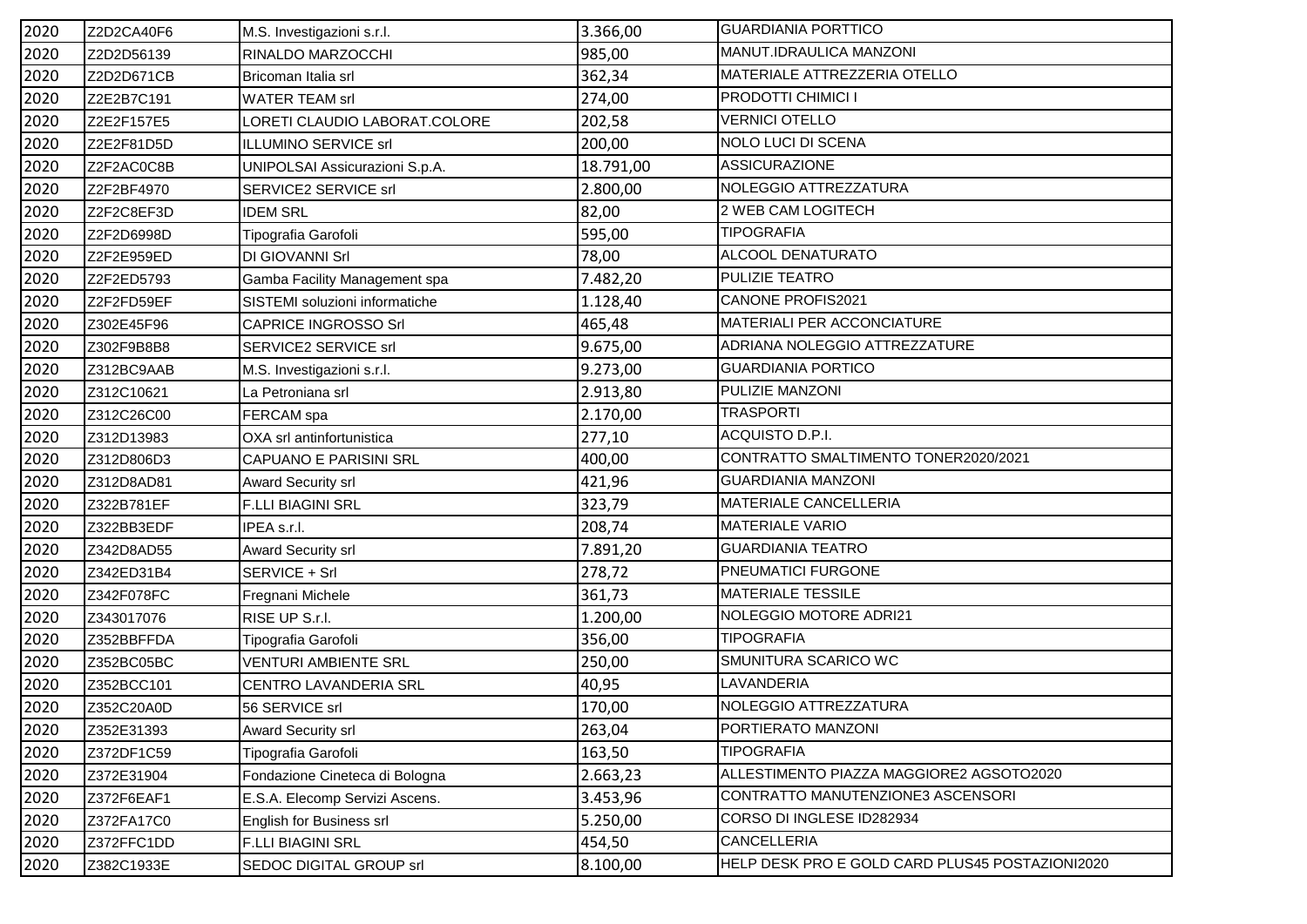| | | | | |
|---|---|---|---|---|
| 2020 | Z2D2CA40F6 | M.S. Investigazioni s.r.l. | 3.366,00 | GUARDIANIA PORTTICO |
| 2020 | Z2D2D56139 | RINALDO MARZOCCHI | 985,00 | MANUT.IDRAULICA MANZONI |
| 2020 | Z2D2D671CB | Bricoman Italia srl | 362,34 | MATERIALE ATTREZZERIA OTELLO |
| 2020 | Z2E2B7C191 | WATER TEAM srl | 274,00 | PRODOTTI CHIMICI I |
| 2020 | Z2E2F157E5 | LORETI CLAUDIO LABORAT.COLORE | 202,58 | VERNICI OTELLO |
| 2020 | Z2E2F81D5D | ILLUMINO SERVICE srl | 200,00 | NOLO LUCI DI SCENA |
| 2020 | Z2F2AC0C8B | UNIPOLSAI Assicurazioni S.p.A. | 18.791,00 | ASSICURAZIONE |
| 2020 | Z2F2BF4970 | SERVICE2 SERVICE srl | 2.800,00 | NOLEGGIO ATTREZZATURA |
| 2020 | Z2F2C8EF3D | IDEM SRL | 82,00 | 2 WEB CAM LOGITECH |
| 2020 | Z2F2D6998D | Tipografia Garofoli | 595,00 | TIPOGRAFIA |
| 2020 | Z2F2E959ED | DI GIOVANNI Srl | 78,00 | ALCOOL DENATURATO |
| 2020 | Z2F2ED5793 | Gamba Facility Management spa | 7.482,20 | PULIZIE TEATRO |
| 2020 | Z2F2FD59EF | SISTEMI soluzioni informatiche | 1.128,40 | CANONE PROFIS2021 |
| 2020 | Z302E45F96 | CAPRICE INGROSSO Srl | 465,48 | MATERIALI PER ACCONCIATURE |
| 2020 | Z302F9B8B8 | SERVICE2 SERVICE srl | 9.675,00 | ADRIANA NOLEGGIO ATTREZZATURE |
| 2020 | Z312BC9AAB | M.S. Investigazioni s.r.l. | 9.273,00 | GUARDIANIA PORTICO |
| 2020 | Z312C10621 | La Petroniana srl | 2.913,80 | PULIZIE MANZONI |
| 2020 | Z312C26C00 | FERCAM spa | 2.170,00 | TRASPORTI |
| 2020 | Z312D13983 | OXA srl antinfortunistica | 277,10 | ACQUISTO D.P.I. |
| 2020 | Z312D806D3 | CAPUANO E PARISINI SRL | 400,00 | CONTRATTO SMALTIMENTO TONER2020/2021 |
| 2020 | Z312D8AD81 | Award Security srl | 421,96 | GUARDIANIA MANZONI |
| 2020 | Z322B781EF | F.LLI BIAGINI SRL | 323,79 | MATERIALE CANCELLERIA |
| 2020 | Z322BB3EDF | IPEA s.r.l. | 208,74 | MATERIALE VARIO |
| 2020 | Z342D8AD55 | Award Security srl | 7.891,20 | GUARDIANIA TEATRO |
| 2020 | Z342ED31B4 | SERVICE + Srl | 278,72 | PNEUMATICI FURGONE |
| 2020 | Z342F078FC | Fregnani Michele | 361,73 | MATERIALE TESSILE |
| 2020 | Z343017076 | RISE UP S.r.l. | 1.200,00 | NOLEGGIO MOTORE ADRI21 |
| 2020 | Z352BBFFDA | Tipografia Garofoli | 356,00 | TIPOGRAFIA |
| 2020 | Z352BC05BC | VENTURI AMBIENTE SRL | 250,00 | SMUNITURA SCARICO WC |
| 2020 | Z352BCC101 | CENTRO LAVANDERIA SRL | 40,95 | LAVANDERIA |
| 2020 | Z352C20A0D | 56 SERVICE srl | 170,00 | NOLEGGIO ATTREZZATURA |
| 2020 | Z352E31393 | Award Security srl | 263,04 | PORTIERATO MANZONI |
| 2020 | Z372DF1C59 | Tipografia Garofoli | 163,50 | TIPOGRAFIA |
| 2020 | Z372E31904 | Fondazione Cineteca di Bologna | 2.663,23 | ALLESTIMENTO PIAZZA MAGGIORE2 AGSOTO2020 |
| 2020 | Z372F6EAF1 | E.S.A. Elecomp Servizi Ascens. | 3.453,96 | CONTRATTO MANUTENZIONE3 ASCENSORI |
| 2020 | Z372FA17C0 | English for Business srl | 5.250,00 | CORSO DI INGLESE ID282934 |
| 2020 | Z372FFC1DD | F.LLI BIAGINI SRL | 454,50 | CANCELLERIA |
| 2020 | Z382C1933E | SEDOC DIGITAL GROUP srl | 8.100,00 | HELP DESK PRO E GOLD CARD PLUS45 POSTAZIONI2020 |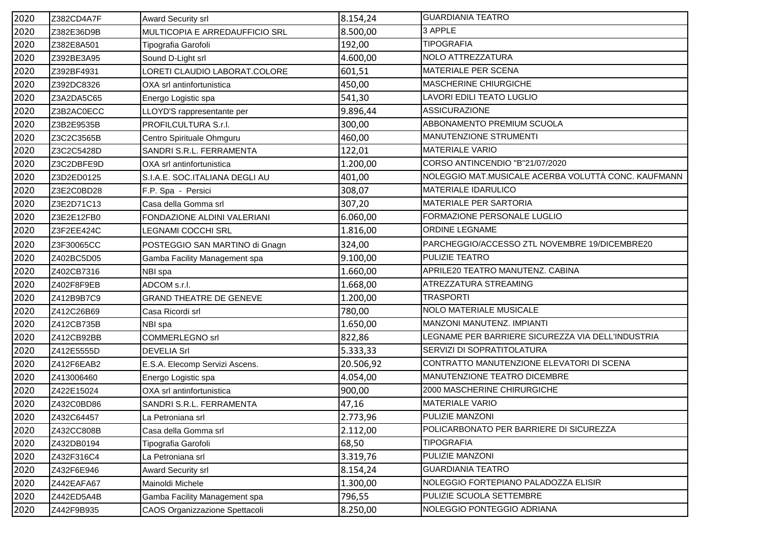| 2020 | Z382CD4A7F | Award Security srl | 8.154,24 | GUARDIANIA TEATRO |
|---|---|---|---|---|
| 2020 | Z382E36D9B | MULTICOPIA E ARREDAUFFICIO SRL | 8.500,00 | 3 APPLE |
| 2020 | Z382E8A501 | Tipografia Garofoli | 192,00 | TIPOGRAFIA |
| 2020 | Z392BE3A95 | Sound D-Light srl | 4.600,00 | NOLO ATTREZZATURA |
| 2020 | Z392BF4931 | LORETI CLAUDIO LABORAT.COLORE | 601,51 | MATERIALE PER SCENA |
| 2020 | Z392DC8326 | OXA srl antinfortunistica | 450,00 | MASCHERINE CHIURGICHE |
| 2020 | Z3A2DA5C65 | Energo Logistic spa | 541,30 | LAVORI EDILI TEATO LUGLIO |
| 2020 | Z3B2AC0ECC | LLOYD'S rappresentante per | 9.896,44 | ASSICURAZIONE |
| 2020 | Z3B2E9535B | PROFILCULTURA S.r.l. | 300,00 | ABBONAMENTO PREMIUM SCUOLA |
| 2020 | Z3C2C3565B | Centro Spirituale Ohmguru | 460,00 | MANUTENZIONE STRUMENTI |
| 2020 | Z3C2C5428D | SANDRI S.R.L. FERRAMENTA | 122,01 | MATERIALE VARIO |
| 2020 | Z3C2DBFE9D | OXA srl antinfortunistica | 1.200,00 | CORSO ANTINCENDIO "B"21/07/2020 |
| 2020 | Z3D2ED0125 | S.I.A.E. SOC.ITALIANA DEGLI AU | 401,00 | NOLEGGIO MAT.MUSICALE ACERBA VOLUTTÀ CONC. KAUFMANN |
| 2020 | Z3E2C0BD28 | F.P. Spa - Persici | 308,07 | MATERIALE IDARULICO |
| 2020 | Z3E2D71C13 | Casa della Gomma srl | 307,20 | MATERIALE PER SARTORIA |
| 2020 | Z3E2E12FB0 | FONDAZIONE ALDINI VALERIANI | 6.060,00 | FORMAZIONE PERSONALE LUGLIO |
| 2020 | Z3F2EE424C | LEGNAMI COCCHI SRL | 1.816,00 | ORDINE LEGNAME |
| 2020 | Z3F30065CC | POSTEGGIO SAN MARTINO di Gnagn | 324,00 | PARCHEGGIO/ACCESSO ZTL NOVEMBRE 19/DICEMBRE20 |
| 2020 | Z402BC5D05 | Gamba Facility Management spa | 9.100,00 | PULIZIE TEATRO |
| 2020 | Z402CB7316 | NBI spa | 1.660,00 | APRILE20 TEATRO MANUTENZ. CABINA |
| 2020 | Z402F8F9EB | ADCOM s.r.l. | 1.668,00 | ATREZZATURA STREAMING |
| 2020 | Z412B9B7C9 | GRAND THEATRE DE GENEVE | 1.200,00 | TRASPORTI |
| 2020 | Z412C26B69 | Casa Ricordi srl | 780,00 | NOLO MATERIALE MUSICALE |
| 2020 | Z412CB735B | NBI spa | 1.650,00 | MANZONI MANUTENZ. IMPIANTI |
| 2020 | Z412CB92BB | COMMERLEGNO srl | 822,86 | LEGNAME PER BARRIERE SICUREZZA VIA DELL'INDUSTRIA |
| 2020 | Z412E5555D | DEVELIA Srl | 5.333,33 | SERVIZI DI SOPRATITOLATURA |
| 2020 | Z412F6EAB2 | E.S.A. Elecomp Servizi Ascens. | 20.506,92 | CONTRATTO MANUTENZIONE ELEVATORI DI SCENA |
| 2020 | Z413006460 | Energo Logistic spa | 4.054,00 | MANUTENZIONE TEATRO DICEMBRE |
| 2020 | Z422E15024 | OXA srl antinfortunistica | 900,00 | 2000 MASCHERINE CHIRURGICHE |
| 2020 | Z432C0BD86 | SANDRI S.R.L. FERRAMENTA | 47,16 | MATERIALE VARIO |
| 2020 | Z432C64457 | La Petroniana srl | 2.773,96 | PULIZIE MANZONI |
| 2020 | Z432CC808B | Casa della Gomma srl | 2.112,00 | POLICARBONATO PER BARRIERE DI SICUREZZA |
| 2020 | Z432DB0194 | Tipografia Garofoli | 68,50 | TIPOGRAFIA |
| 2020 | Z432F316C4 | La Petroniana srl | 3.319,76 | PULIZIE MANZONI |
| 2020 | Z432F6E946 | Award Security srl | 8.154,24 | GUARDIANIA TEATRO |
| 2020 | Z442EAFA67 | Mainoldi Michele | 1.300,00 | NOLEGGIO FORTEPIANO PALADOZZA ELISIR |
| 2020 | Z442ED5A4B | Gamba Facility Management spa | 796,55 | PULIZIE SCUOLA SETTEMBRE |
| 2020 | Z442F9B935 | CAOS Organizzazione Spettacoli | 8.250,00 | NOLEGGIO PONTEGGIO ADRIANA |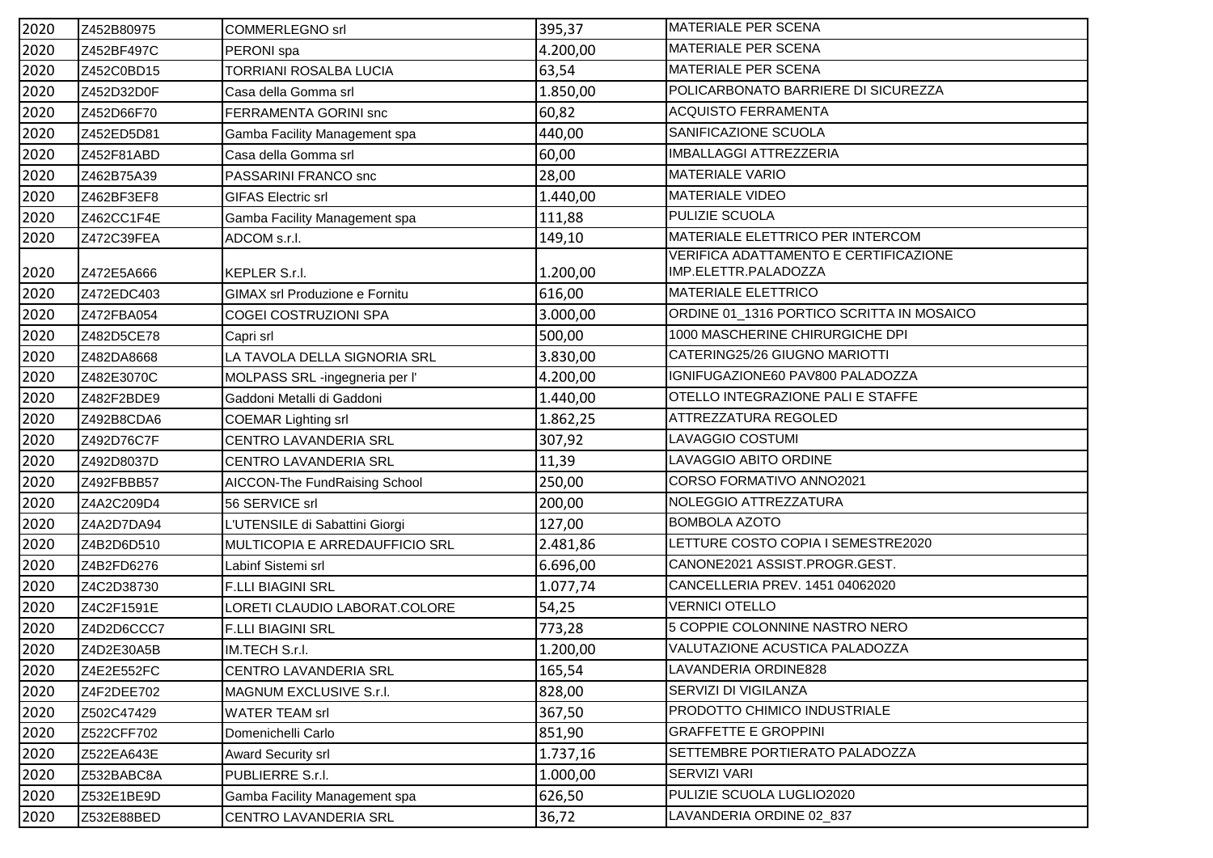| | | | | |
|---|---|---|---|---|
| 2020 | Z452B80975 | COMMERLEGNO srl | 395,37 | MATERIALE PER SCENA |
| 2020 | Z452BF497C | PERONI spa | 4.200,00 | MATERIALE PER SCENA |
| 2020 | Z452C0BD15 | TORRIANI ROSALBA LUCIA | 63,54 | MATERIALE PER SCENA |
| 2020 | Z452D32D0F | Casa della Gomma srl | 1.850,00 | POLICARBONATO BARRIERE DI SICUREZZA |
| 2020 | Z452D66F70 | FERRAMENTA GORINI snc | 60,82 | ACQUISTO FERRAMENTA |
| 2020 | Z452ED5D81 | Gamba Facility Management spa | 440,00 | SANIFICAZIONE SCUOLA |
| 2020 | Z452F81ABD | Casa della Gomma srl | 60,00 | IMBALLAGGI ATTREZZERIA |
| 2020 | Z462B75A39 | PASSARINI FRANCO snc | 28,00 | MATERIALE VARIO |
| 2020 | Z462BF3EF8 | GIFAS Electric srl | 1.440,00 | MATERIALE VIDEO |
| 2020 | Z462CC1F4E | Gamba Facility Management spa | 111,88 | PULIZIE SCUOLA |
| 2020 | Z472C39FEA | ADCOM s.r.l. | 149,10 | MATERIALE ELETTRICO PER INTERCOM |
| 2020 | Z472E5A666 | KEPLER S.r.l. | 1.200,00 | VERIFICA ADATTAMENTO E CERTIFICAZIONE IMP.ELETTR.PALADOZZA |
| 2020 | Z472EDC403 | GIMAX srl Produzione e Fornitu | 616,00 | MATERIALE ELETTRICO |
| 2020 | Z472FBA054 | COGEI COSTRUZIONI SPA | 3.000,00 | ORDINE 01_1316 PORTICO SCRITTA IN MOSAICO |
| 2020 | Z482D5CE78 | Capri srl | 500,00 | 1000 MASCHERINE CHIRURGICHE DPI |
| 2020 | Z482DA8668 | LA TAVOLA DELLA SIGNORIA SRL | 3.830,00 | CATERING25/26 GIUGNO MARIOTTI |
| 2020 | Z482E3070C | MOLPASS SRL -ingegneria per l' | 4.200,00 | IGNIFUGAZIONE60 PAV800 PALADOZZA |
| 2020 | Z482F2BDE9 | Gaddoni Metalli di Gaddoni | 1.440,00 | OTELLO INTEGRAZIONE PALI E STAFFE |
| 2020 | Z492B8CDA6 | COEMAR Lighting srl | 1.862,25 | ATTREZZATURA REGOLED |
| 2020 | Z492D76C7F | CENTRO LAVANDERIA SRL | 307,92 | LAVAGGIO COSTUMI |
| 2020 | Z492D8037D | CENTRO LAVANDERIA SRL | 11,39 | LAVAGGIO ABITO ORDINE |
| 2020 | Z492FBBB57 | AICCON-The FundRaising School | 250,00 | CORSO FORMATIVO ANNO2021 |
| 2020 | Z4A2C209D4 | 56 SERVICE srl | 200,00 | NOLEGGIO ATTREZZATURA |
| 2020 | Z4A2D7DA94 | L'UTENSILE di Sabattini Giorgi | 127,00 | BOMBOLA AZOTO |
| 2020 | Z4B2D6D510 | MULTICOPIA E ARREDAUFFICIO SRL | 2.481,86 | LETTURE COSTO COPIA I SEMESTRE2020 |
| 2020 | Z4B2FD6276 | Labinf Sistemi srl | 6.696,00 | CANONE2021 ASSIST.PROGR.GEST. |
| 2020 | Z4C2D38730 | F.LLI BIAGINI SRL | 1.077,74 | CANCELLERIA PREV. 1451 04062020 |
| 2020 | Z4C2F1591E | LORETI CLAUDIO LABORAT.COLORE | 54,25 | VERNICI OTELLO |
| 2020 | Z4D2D6CCC7 | F.LLI BIAGINI SRL | 773,28 | 5 COPPIE COLONNINE NASTRO NERO |
| 2020 | Z4D2E30A5B | IM.TECH S.r.l. | 1.200,00 | VALUTAZIONE ACUSTICA PALADOZZA |
| 2020 | Z4E2E552FC | CENTRO LAVANDERIA SRL | 165,54 | LAVANDERIA ORDINE828 |
| 2020 | Z4F2DEE702 | MAGNUM EXCLUSIVE S.r.l. | 828,00 | SERVIZI DI VIGILANZA |
| 2020 | Z502C47429 | WATER TEAM srl | 367,50 | PRODOTTO CHIMICO INDUSTRIALE |
| 2020 | Z522CFF702 | Domenichelli Carlo | 851,90 | GRAFFETTE E GROPPINI |
| 2020 | Z522EA643E | Award Security srl | 1.737,16 | SETTEMBRE PORTIERATO PALADOZZA |
| 2020 | Z532BABC8A | PUBLIERRE S.r.l. | 1.000,00 | SERVIZI VARI |
| 2020 | Z532E1BE9D | Gamba Facility Management spa | 626,50 | PULIZIE SCUOLA LUGLIO2020 |
| 2020 | Z532E88BED | CENTRO LAVANDERIA SRL | 36,72 | LAVANDERIA ORDINE 02_837 |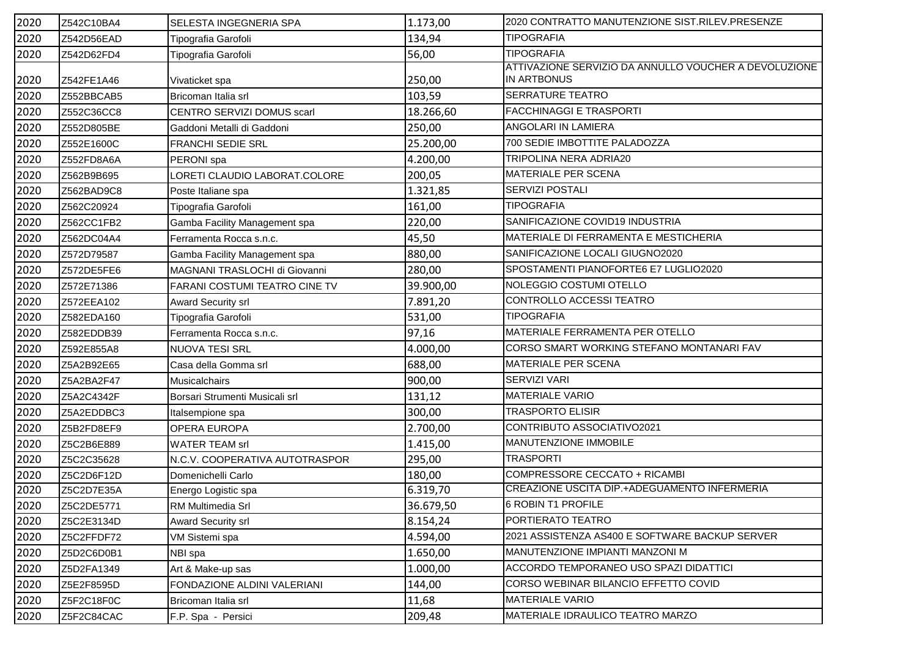| 2020 | Z542C10BA4 | SELESTA INGEGNERIA SPA | 1.173,00 | 2020 CONTRATTO MANUTENZIONE SIST.RILEV.PRESENZE |
|---|---|---|---|---|
| 2020 | Z542D56EAD | Tipografia Garofoli | 134,94 | TIPOGRAFIA |
| 2020 | Z542D62FD4 | Tipografia Garofoli | 56,00 | TIPOGRAFIA |
| 2020 | Z542FE1A46 | Vivaticket spa | 250,00 | ATTIVAZIONE SERVIZIO DA ANNULLO VOUCHER A DEVOLUZIONE IN ARTBONUS |
| 2020 | Z552BBCAB5 | Bricoman Italia srl | 103,59 | SERRATURE TEATRO |
| 2020 | Z552C36CC8 | CENTRO SERVIZI DOMUS scarl | 18.266,60 | FACCHINAGGI E TRASPORTI |
| 2020 | Z552D805BE | Gaddoni Metalli di Gaddoni | 250,00 | ANGOLARI IN LAMIERA |
| 2020 | Z552E1600C | FRANCHI SEDIE SRL | 25.200,00 | 700 SEDIE IMBOTTITE PALADOZZA |
| 2020 | Z552FD8A6A | PERONI spa | 4.200,00 | TRIPOLINA NERA ADRIA20 |
| 2020 | Z562B9B695 | LORETI CLAUDIO LABORAT.COLORE | 200,05 | MATERIALE PER SCENA |
| 2020 | Z562BAD9C8 | Poste Italiane spa | 1.321,85 | SERVIZI POSTALI |
| 2020 | Z562C20924 | Tipografia Garofoli | 161,00 | TIPOGRAFIA |
| 2020 | Z562CC1FB2 | Gamba Facility Management spa | 220,00 | SANIFICAZIONE COVID19 INDUSTRIA |
| 2020 | Z562DC04A4 | Ferramenta Rocca s.n.c. | 45,50 | MATERIALE DI FERRAMENTA E MESTICHERIA |
| 2020 | Z572D79587 | Gamba Facility Management spa | 880,00 | SANIFICAZIONE LOCALI GIUGNO2020 |
| 2020 | Z572DE5FE6 | MAGNANI TRASLOCHI di Giovanni | 280,00 | SPOSTAMENTI PIANOFORTE6 E7 LUGLIO2020 |
| 2020 | Z572E71386 | FARANI COSTUMI TEATRO CINE TV | 39.900,00 | NOLEGGIO COSTUMI OTELLO |
| 2020 | Z572EEA102 | Award Security srl | 7.891,20 | CONTROLLO ACCESSI TEATRO |
| 2020 | Z582EDA160 | Tipografia Garofoli | 531,00 | TIPOGRAFIA |
| 2020 | Z582EDDB39 | Ferramenta Rocca s.n.c. | 97,16 | MATERIALE FERRAMENTA PER OTELLO |
| 2020 | Z592E855A8 | NUOVA TESI SRL | 4.000,00 | CORSO SMART WORKING STEFANO MONTANARI FAV |
| 2020 | Z5A2B92E65 | Casa della Gomma srl | 688,00 | MATERIALE PER SCENA |
| 2020 | Z5A2BA2F47 | Musicalchairs | 900,00 | SERVIZI VARI |
| 2020 | Z5A2C4342F | Borsari Strumenti Musicali srl | 131,12 | MATERIALE VARIO |
| 2020 | Z5A2EDDBC3 | Italsempione spa | 300,00 | TRASPORTO ELISIR |
| 2020 | Z5B2FD8EF9 | OPERA EUROPA | 2.700,00 | CONTRIBUTO ASSOCIATIVO2021 |
| 2020 | Z5C2B6E889 | WATER TEAM srl | 1.415,00 | MANUTENZIONE IMMOBILE |
| 2020 | Z5C2C35628 | N.C.V. COOPERATIVA AUTOTRASPOR | 295,00 | TRASPORTI |
| 2020 | Z5C2D6F12D | Domenichelli Carlo | 180,00 | COMPRESSORE CECCATO + RICAMBI |
| 2020 | Z5C2D7E35A | Energo Logistic spa | 6.319,70 | CREAZIONE USCITA DIP.+ADEGUAMENTO INFERMERIA |
| 2020 | Z5C2DE5771 | RM Multimedia Srl | 36.679,50 | 6 ROBIN T1 PROFILE |
| 2020 | Z5C2E3134D | Award Security srl | 8.154,24 | PORTIERATO TEATRO |
| 2020 | Z5C2FFDF72 | VM Sistemi spa | 4.594,00 | 2021 ASSISTENZA AS400 E SOFTWARE BACKUP SERVER |
| 2020 | Z5D2C6D0B1 | NBI spa | 1.650,00 | MANUTENZIONE IMPIANTI MANZONI M |
| 2020 | Z5D2FA1349 | Art & Make-up sas | 1.000,00 | ACCORDO TEMPORANEO USO SPAZI DIDATTICI |
| 2020 | Z5E2F8595D | FONDAZIONE ALDINI VALERIANI | 144,00 | CORSO WEBINAR BILANCIO EFFETTO COVID |
| 2020 | Z5F2C18F0C | Bricoman Italia srl | 11,68 | MATERIALE VARIO |
| 2020 | Z5F2C84CAC | F.P. Spa - Persici | 209,48 | MATERIALE IDRAULICO TEATRO MARZO |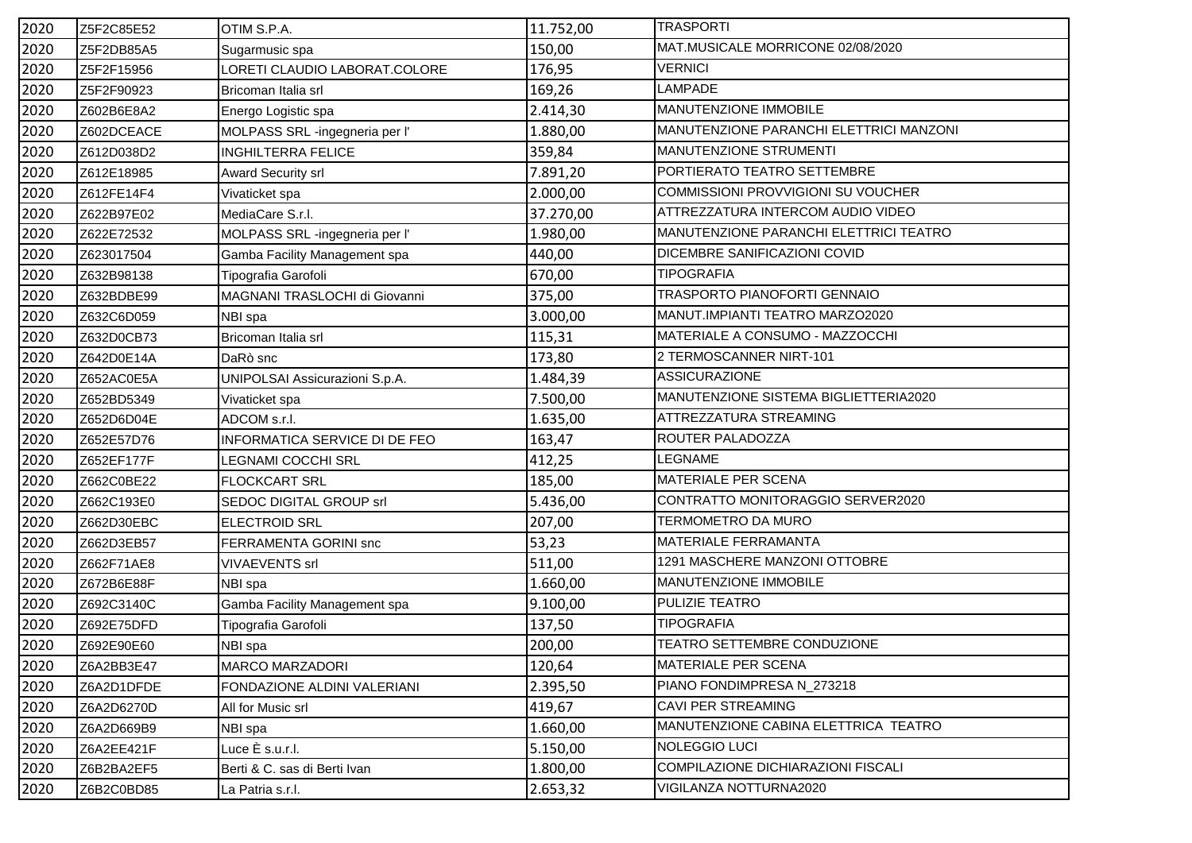| | | | | |
|---|---|---|---|---|
| 2020 | Z5F2C85E52 | OTIM S.P.A. | 11.752,00 | TRASPORTI |
| 2020 | Z5F2DB85A5 | Sugarmusic spa | 150,00 | MAT.MUSICALE MORRICONE 02/08/2020 |
| 2020 | Z5F2F15956 | LORETI CLAUDIO LABORAT.COLORE | 176,95 | VERNICI |
| 2020 | Z5F2F90923 | Bricoman Italia srl | 169,26 | LAMPADE |
| 2020 | Z602B6E8A2 | Energo Logistic spa | 2.414,30 | MANUTENZIONE IMMOBILE |
| 2020 | Z602DCEACE | MOLPASS SRL -ingegneria per l' | 1.880,00 | MANUTENZIONE PARANCHI ELETTRICI MANZONI |
| 2020 | Z612D038D2 | INGHILTERRA FELICE | 359,84 | MANUTENZIONE STRUMENTI |
| 2020 | Z612E18985 | Award Security srl | 7.891,20 | PORTIERATO TEATRO SETTEMBRE |
| 2020 | Z612FE14F4 | Vivaticket spa | 2.000,00 | COMMISSIONI PROVVIGIONI SU VOUCHER |
| 2020 | Z622B97E02 | MediaCare S.r.l. | 37.270,00 | ATTREZZATURA INTERCOM AUDIO VIDEO |
| 2020 | Z622E72532 | MOLPASS SRL -ingegneria per l' | 1.980,00 | MANUTENZIONE PARANCHI ELETTRICI TEATRO |
| 2020 | Z623017504 | Gamba Facility Management spa | 440,00 | DICEMBRE SANIFICAZIONI COVID |
| 2020 | Z632B98138 | Tipografia Garofoli | 670,00 | TIPOGRAFIA |
| 2020 | Z632BDBE99 | MAGNANI TRASLOCHI di Giovanni | 375,00 | TRASPORTO PIANOFORTI GENNAIO |
| 2020 | Z632C6D059 | NBI spa | 3.000,00 | MANUT.IMPIANTI TEATRO MARZO2020 |
| 2020 | Z632D0CB73 | Bricoman Italia srl | 115,31 | MATERIALE A CONSUMO - MAZZOCCHI |
| 2020 | Z642D0E14A | DaRò snc | 173,80 | 2 TERMOSCANNER NIRT-101 |
| 2020 | Z652AC0E5A | UNIPOLSAI Assicurazioni S.p.A. | 1.484,39 | ASSICURAZIONE |
| 2020 | Z652BD5349 | Vivaticket spa | 7.500,00 | MANUTENZIONE SISTEMA BIGLIETTERIA2020 |
| 2020 | Z652D6D04E | ADCOM s.r.l. | 1.635,00 | ATTREZZATURA STREAMING |
| 2020 | Z652E57D76 | INFORMATICA SERVICE DI DE FEO | 163,47 | ROUTER PALADOZZA |
| 2020 | Z652EF177F | LEGNAMI COCCHI SRL | 412,25 | LEGNAME |
| 2020 | Z662C0BE22 | FLOCKCART SRL | 185,00 | MATERIALE PER SCENA |
| 2020 | Z662C193E0 | SEDOC DIGITAL GROUP srl | 5.436,00 | CONTRATTO MONITORAGGIO SERVER2020 |
| 2020 | Z662D30EBC | ELECTROID SRL | 207,00 | TERMOMETRO DA MURO |
| 2020 | Z662D3EB57 | FERRAMENTA GORINI snc | 53,23 | MATERIALE FERRAMANTA |
| 2020 | Z662F71AE8 | VIVAEVENTS srl | 511,00 | 1291 MASCHERE MANZONI OTTOBRE |
| 2020 | Z672B6E88F | NBI spa | 1.660,00 | MANUTENZIONE IMMOBILE |
| 2020 | Z692C3140C | Gamba Facility Management spa | 9.100,00 | PULIZIE TEATRO |
| 2020 | Z692E75DFD | Tipografia Garofoli | 137,50 | TIPOGRAFIA |
| 2020 | Z692E90E60 | NBI spa | 200,00 | TEATRO SETTEMBRE CONDUZIONE |
| 2020 | Z6A2BB3E47 | MARCO MARZADORI | 120,64 | MATERIALE PER SCENA |
| 2020 | Z6A2D1DFDE | FONDAZIONE ALDINI VALERIANI | 2.395,50 | PIANO FONDIMPRESA N_273218 |
| 2020 | Z6A2D6270D | All for Music srl | 419,67 | CAVI PER STREAMING |
| 2020 | Z6A2D669B9 | NBI spa | 1.660,00 | MANUTENZIONE CABINA ELETTRICA TEATRO |
| 2020 | Z6A2EE421F | Luce È s.u.r.l. | 5.150,00 | NOLEGGIO LUCI |
| 2020 | Z6B2BA2EF5 | Berti & C. sas di Berti Ivan | 1.800,00 | COMPILAZIONE DICHIARAZIONI FISCALI |
| 2020 | Z6B2C0BD85 | La Patria s.r.l. | 2.653,32 | VIGILANZA NOTTURNA2020 |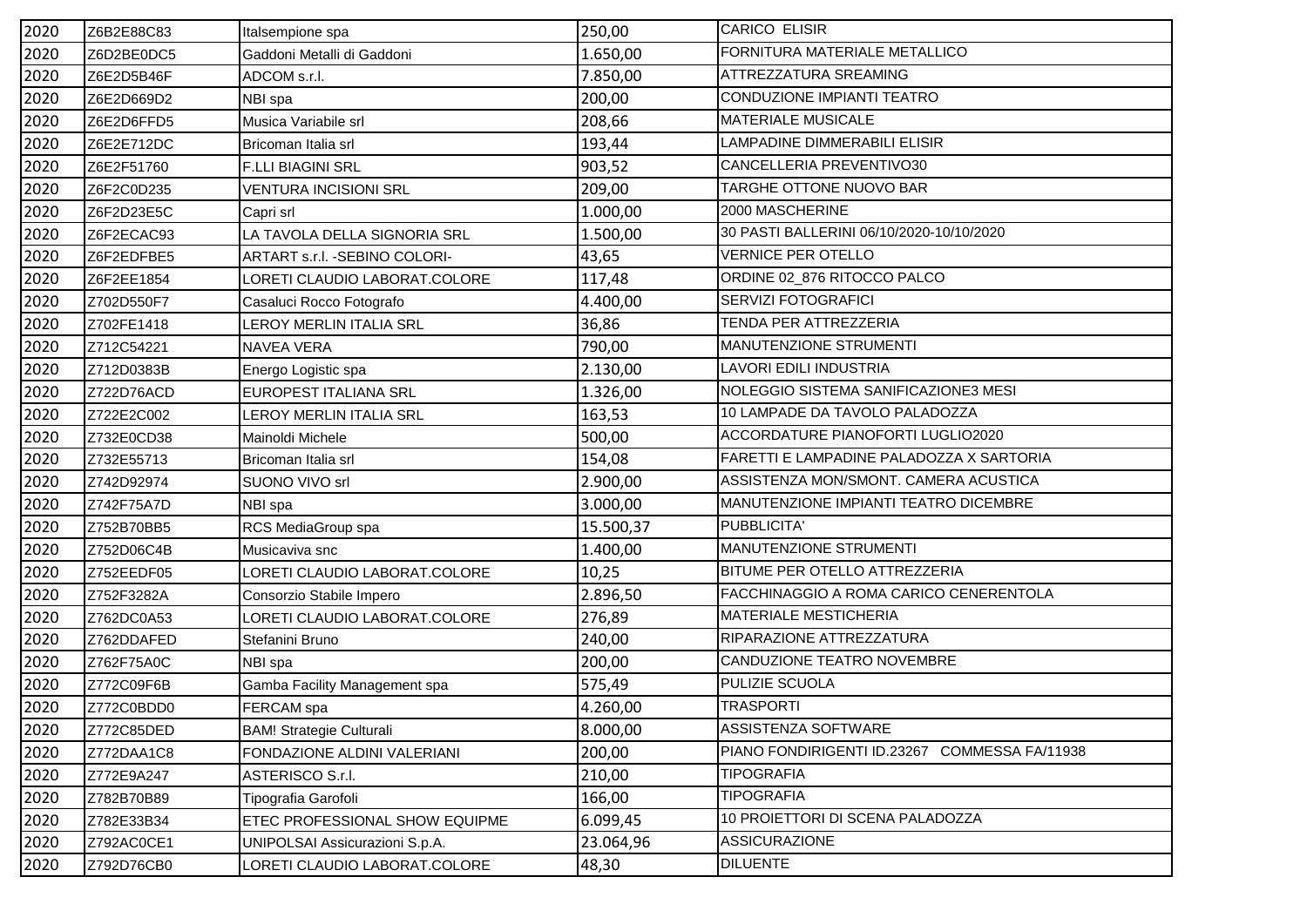| | | | | |
|---|---|---|---|---|
| 2020 | Z6B2E88C83 | Italsempione spa | 250,00 | CARICO ELISIR |
| 2020 | Z6D2BE0DC5 | Gaddoni Metalli di Gaddoni | 1.650,00 | FORNITURA MATERIALE METALLICO |
| 2020 | Z6E2D5B46F | ADCOM s.r.l. | 7.850,00 | ATTREZZATURA SREAMING |
| 2020 | Z6E2D669D2 | NBI spa | 200,00 | CONDUZIONE IMPIANTI TEATRO |
| 2020 | Z6E2D6FFD5 | Musica Variabile srl | 208,66 | MATERIALE MUSICALE |
| 2020 | Z6E2E712DC | Bricoman Italia srl | 193,44 | LAMPADINE DIMMERABILI ELISIR |
| 2020 | Z6E2F51760 | F.LLI BIAGINI SRL | 903,52 | CANCELLERIA PREVENTIVO30 |
| 2020 | Z6F2C0D235 | VENTURA INCISIONI SRL | 209,00 | TARGHE OTTONE NUOVO BAR |
| 2020 | Z6F2D23E5C | Capri srl | 1.000,00 | 2000 MASCHERINE |
| 2020 | Z6F2ECAC93 | LA TAVOLA DELLA SIGNORIA SRL | 1.500,00 | 30 PASTI BALLERINI 06/10/2020-10/10/2020 |
| 2020 | Z6F2EDFBE5 | ARTART s.r.l. -SEBINO COLORI- | 43,65 | VERNICE PER OTELLO |
| 2020 | Z6F2EE1854 | LORETI CLAUDIO LABORAT.COLORE | 117,48 | ORDINE 02_876 RITOCCO PALCO |
| 2020 | Z702D550F7 | Casaluci Rocco Fotografo | 4.400,00 | SERVIZI FOTOGRAFICI |
| 2020 | Z702FE1418 | LEROY MERLIN ITALIA SRL | 36,86 | TENDA PER ATTREZZERIA |
| 2020 | Z712C54221 | NAVEA VERA | 790,00 | MANUTENZIONE STRUMENTI |
| 2020 | Z712D0383B | Energo Logistic spa | 2.130,00 | LAVORI EDILI INDUSTRIA |
| 2020 | Z722D76ACD | EUROPEST ITALIANA SRL | 1.326,00 | NOLEGGIO SISTEMA SANIFICAZIONE3 MESI |
| 2020 | Z722E2C002 | LEROY MERLIN ITALIA SRL | 163,53 | 10 LAMPADE DA TAVOLO PALADOZZA |
| 2020 | Z732E0CD38 | Mainoldi Michele | 500,00 | ACCORDATURE PIANOFORTI LUGLIO2020 |
| 2020 | Z732E55713 | Bricoman Italia srl | 154,08 | FARETTI E LAMPADINE PALADOZZA X SARTORIA |
| 2020 | Z742D92974 | SUONO VIVO srl | 2.900,00 | ASSISTENZA MON/SMONT. CAMERA ACUSTICA |
| 2020 | Z742F75A7D | NBI spa | 3.000,00 | MANUTENZIONE IMPIANTI TEATRO DICEMBRE |
| 2020 | Z752B70BB5 | RCS MediaGroup spa | 15.500,37 | PUBBLICITA' |
| 2020 | Z752D06C4B | Musicaviva snc | 1.400,00 | MANUTENZIONE STRUMENTI |
| 2020 | Z752EEDF05 | LORETI CLAUDIO LABORAT.COLORE | 10,25 | BITUME PER OTELLO ATTREZZERIA |
| 2020 | Z752F3282A | Consorzio Stabile Impero | 2.896,50 | FACCHINAGGIO A ROMA CARICO CENERENTOLA |
| 2020 | Z762DC0A53 | LORETI CLAUDIO LABORAT.COLORE | 276,89 | MATERIALE MESTICHERIA |
| 2020 | Z762DDAFED | Stefanini Bruno | 240,00 | RIPARAZIONE ATTREZZATURA |
| 2020 | Z762F75A0C | NBI spa | 200,00 | CANDUZIONE TEATRO NOVEMBRE |
| 2020 | Z772C09F6B | Gamba Facility Management spa | 575,49 | PULIZIE SCUOLA |
| 2020 | Z772C0BDD0 | FERCAM spa | 4.260,00 | TRASPORTI |
| 2020 | Z772C85DED | BAM! Strategie Culturali | 8.000,00 | ASSISTENZA SOFTWARE |
| 2020 | Z772DAA1C8 | FONDAZIONE ALDINI VALERIANI | 200,00 | PIANO FONDIRIGENTI ID.23267 COMMESSA FA/11938 |
| 2020 | Z772E9A247 | ASTERISCO S.r.l. | 210,00 | TIPOGRAFIA |
| 2020 | Z782B70B89 | Tipografia Garofoli | 166,00 | TIPOGRAFIA |
| 2020 | Z782E33B34 | ETEC PROFESSIONAL SHOW EQUIPME | 6.099,45 | 10 PROIETTORI DI SCENA PALADOZZA |
| 2020 | Z792AC0CE1 | UNIPOLSAI Assicurazioni S.p.A. | 23.064,96 | ASSICURAZIONE |
| 2020 | Z792D76CB0 | LORETI CLAUDIO LABORAT.COLORE | 48,30 | DILUENTE |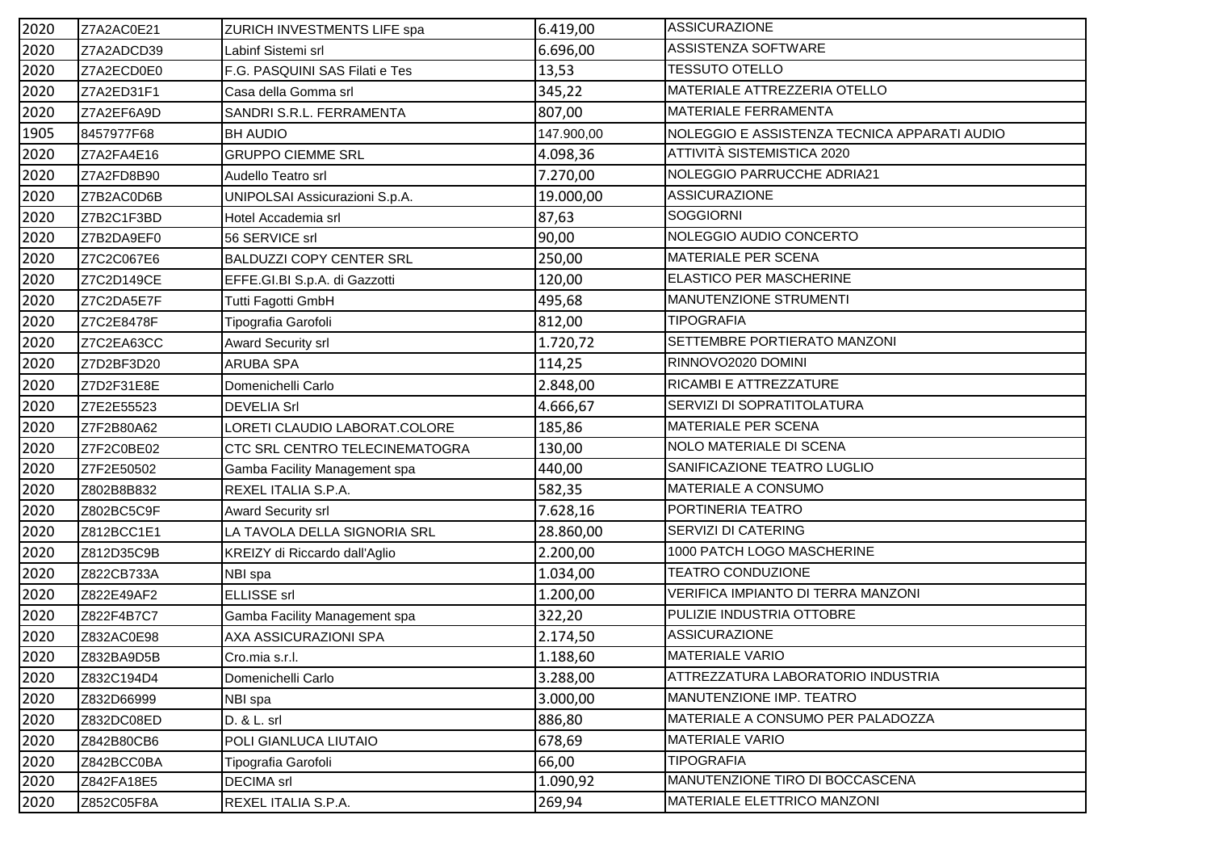| | | | | |
|---|---|---|---|---|
| 2020 | Z7A2AC0E21 | ZURICH INVESTMENTS LIFE spa | 6.419,00 | ASSICURAZIONE |
| 2020 | Z7A2ADCD39 | Labinf Sistemi srl | 6.696,00 | ASSISTENZA SOFTWARE |
| 2020 | Z7A2ECD0E0 | F.G. PASQUINI SAS Filati e Tes | 13,53 | TESSUTO OTELLO |
| 2020 | Z7A2ED31F1 | Casa della Gomma srl | 345,22 | MATERIALE ATTREZZERIA OTELLO |
| 2020 | Z7A2EF6A9D | SANDRI S.R.L. FERRAMENTA | 807,00 | MATERIALE FERRAMENTA |
| 1905 | 8457977F68 | BH AUDIO | 147.900,00 | NOLEGGIO E ASSISTENZA TECNICA APPARATI AUDIO |
| 2020 | Z7A2FA4E16 | GRUPPO CIEMME SRL | 4.098,36 | ATTIVITÀ SISTEMISTICA 2020 |
| 2020 | Z7A2FD8B90 | Audello Teatro srl | 7.270,00 | NOLEGGIO PARRUCCHE ADRIA21 |
| 2020 | Z7B2AC0D6B | UNIPOLSAI Assicurazioni S.p.A. | 19.000,00 | ASSICURAZIONE |
| 2020 | Z7B2C1F3BD | Hotel Accademia srl | 87,63 | SOGGIORNI |
| 2020 | Z7B2DA9EF0 | 56 SERVICE srl | 90,00 | NOLEGGIO AUDIO CONCERTO |
| 2020 | Z7C2C067E6 | BALDUZZI COPY CENTER SRL | 250,00 | MATERIALE PER SCENA |
| 2020 | Z7C2D149CE | EFFE.GI.BI S.p.A. di Gazzotti | 120,00 | ELASTICO PER MASCHERINE |
| 2020 | Z7C2DA5E7F | Tutti Fagotti GmbH | 495,68 | MANUTENZIONE STRUMENTI |
| 2020 | Z7C2E8478F | Tipografia Garofoli | 812,00 | TIPOGRAFIA |
| 2020 | Z7C2EA63CC | Award Security srl | 1.720,72 | SETTEMBRE PORTIERATO MANZONI |
| 2020 | Z7D2BF3D20 | ARUBA SPA | 114,25 | RINNOVO2020 DOMINI |
| 2020 | Z7D2F31E8E | Domenichelli Carlo | 2.848,00 | RICAMBI E ATTREZZATURE |
| 2020 | Z7E2E55523 | DEVELIA Srl | 4.666,67 | SERVIZI DI SOPRATITOLATURA |
| 2020 | Z7F2B80A62 | LORETI CLAUDIO LABORAT.COLORE | 185,86 | MATERIALE PER SCENA |
| 2020 | Z7F2C0BE02 | CTC SRL CENTRO TELECINEMATOGRA | 130,00 | NOLO MATERIALE DI SCENA |
| 2020 | Z7F2E50502 | Gamba Facility Management spa | 440,00 | SANIFICAZIONE TEATRO LUGLIO |
| 2020 | Z802B8B832 | REXEL ITALIA S.P.A. | 582,35 | MATERIALE A CONSUMO |
| 2020 | Z802BC5C9F | Award Security srl | 7.628,16 | PORTINERIA TEATRO |
| 2020 | Z812BCC1E1 | LA TAVOLA DELLA SIGNORIA SRL | 28.860,00 | SERVIZI DI CATERING |
| 2020 | Z812D35C9B | KREIZY di Riccardo dall'Aglio | 2.200,00 | 1000 PATCH LOGO MASCHERINE |
| 2020 | Z822CB733A | NBI spa | 1.034,00 | TEATRO CONDUZIONE |
| 2020 | Z822E49AF2 | ELLISSE srl | 1.200,00 | VERIFICA IMPIANTO DI TERRA MANZONI |
| 2020 | Z822F4B7C7 | Gamba Facility Management spa | 322,20 | PULIZIE INDUSTRIA OTTOBRE |
| 2020 | Z832AC0E98 | AXA ASSICURAZIONI SPA | 2.174,50 | ASSICURAZIONE |
| 2020 | Z832BA9D5B | Cro.mia s.r.l. | 1.188,60 | MATERIALE VARIO |
| 2020 | Z832C194D4 | Domenichelli Carlo | 3.288,00 | ATTREZZATURA LABORATORIO INDUSTRIA |
| 2020 | Z832D66999 | NBI spa | 3.000,00 | MANUTENZIONE IMP. TEATRO |
| 2020 | Z832DC08ED | D. & L. srl | 886,80 | MATERIALE A CONSUMO PER PALADOZZA |
| 2020 | Z842B80CB6 | POLI GIANLUCA LIUTAIO | 678,69 | MATERIALE VARIO |
| 2020 | Z842BCC0BA | Tipografia Garofoli | 66,00 | TIPOGRAFIA |
| 2020 | Z842FA18E5 | DECIMA srl | 1.090,92 | MANUTENZIONE TIRO DI BOCCASCENA |
| 2020 | Z852C05F8A | REXEL ITALIA S.P.A. | 269,94 | MATERIALE ELETTRICO MANZONI |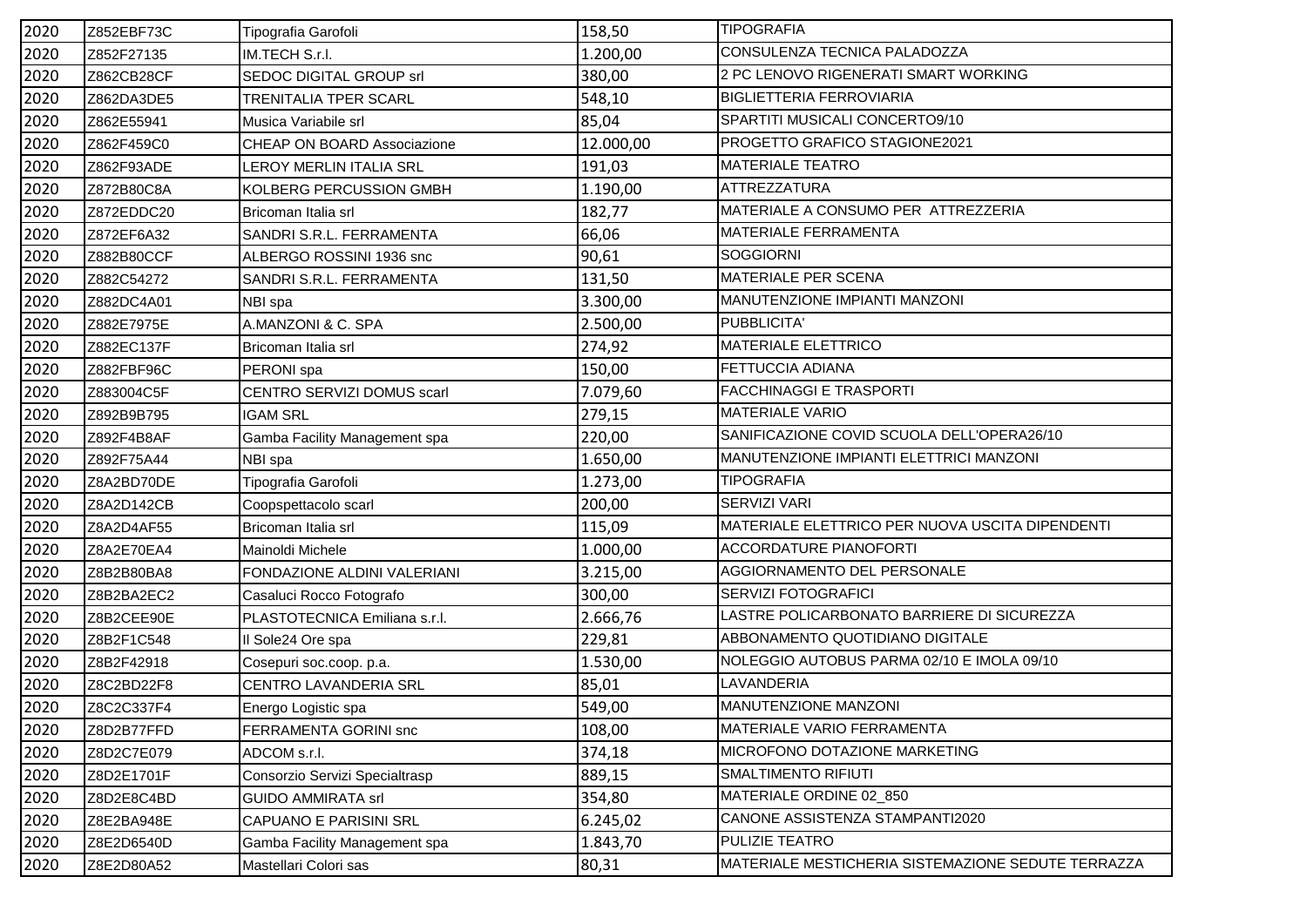| 2020 | Z852EBF73C | Tipografia Garofoli | 158,50 | TIPOGRAFIA |
|---|---|---|---|---|
| 2020 | Z852F27135 | IM.TECH S.r.l. | 1.200,00 | CONSULENZA TECNICA PALADOZZA |
| 2020 | Z862CB28CF | SEDOC DIGITAL GROUP srl | 380,00 | 2 PC LENOVO RIGENERATI SMART WORKING |
| 2020 | Z862DA3DE5 | TRENITALIA TPER SCARL | 548,10 | BIGLIETTERIA FERROVIARIA |
| 2020 | Z862E55941 | Musica Variabile srl | 85,04 | SPARTITI MUSICALI CONCERTO9/10 |
| 2020 | Z862F459C0 | CHEAP ON BOARD Associazione | 12.000,00 | PROGETTO GRAFICO STAGIONE2021 |
| 2020 | Z862F93ADE | LEROY MERLIN ITALIA SRL | 191,03 | MATERIALE TEATRO |
| 2020 | Z872B80C8A | KOLBERG PERCUSSION GMBH | 1.190,00 | ATTREZZATURA |
| 2020 | Z872EDDC20 | Bricoman Italia srl | 182,77 | MATERIALE A CONSUMO PER ATTREZZERIA |
| 2020 | Z872EF6A32 | SANDRI S.R.L. FERRAMENTA | 66,06 | MATERIALE FERRAMENTA |
| 2020 | Z882B80CCF | ALBERGO ROSSINI 1936 snc | 90,61 | SOGGIORNI |
| 2020 | Z882C54272 | SANDRI S.R.L. FERRAMENTA | 131,50 | MATERIALE PER SCENA |
| 2020 | Z882DC4A01 | NBI spa | 3.300,00 | MANUTENZIONE IMPIANTI MANZONI |
| 2020 | Z882E7975E | A.MANZONI & C. SPA | 2.500,00 | PUBBLICITA' |
| 2020 | Z882EC137F | Bricoman Italia srl | 274,92 | MATERIALE ELETTRICO |
| 2020 | Z882FBF96C | PERONI spa | 150,00 | FETTUCCIA ADIANA |
| 2020 | Z883004C5F | CENTRO SERVIZI DOMUS scarl | 7.079,60 | FACCHINAGGI E TRASPORTI |
| 2020 | Z892B9B795 | IGAM SRL | 279,15 | MATERIALE VARIO |
| 2020 | Z892F4B8AF | Gamba Facility Management spa | 220,00 | SANIFICAZIONE COVID SCUOLA DELL'OPERA26/10 |
| 2020 | Z892F75A44 | NBI spa | 1.650,00 | MANUTENZIONE IMPIANTI ELETTRICI MANZONI |
| 2020 | Z8A2BD70DE | Tipografia Garofoli | 1.273,00 | TIPOGRAFIA |
| 2020 | Z8A2D142CB | Coopspettacolo scarl | 200,00 | SERVIZI VARI |
| 2020 | Z8A2D4AF55 | Bricoman Italia srl | 115,09 | MATERIALE ELETTRICO PER NUOVA USCITA DIPENDENTI |
| 2020 | Z8A2E70EA4 | Mainoldi Michele | 1.000,00 | ACCORDATURE PIANOFORTI |
| 2020 | Z8B2B80BA8 | FONDAZIONE ALDINI VALERIANI | 3.215,00 | AGGIORNAMENTO DEL PERSONALE |
| 2020 | Z8B2BA2EC2 | Casaluci Rocco Fotografo | 300,00 | SERVIZI FOTOGRAFICI |
| 2020 | Z8B2CEE90E | PLASTOTECNICA Emiliana s.r.l. | 2.666,76 | LASTRE POLICARBONATO BARRIERE DI SICUREZZA |
| 2020 | Z8B2F1C548 | Il Sole24 Ore spa | 229,81 | ABBONAMENTO QUOTIDIANO DIGITALE |
| 2020 | Z8B2F42918 | Cosepuri soc.coop. p.a. | 1.530,00 | NOLEGGIO AUTOBUS PARMA 02/10 E IMOLA 09/10 |
| 2020 | Z8C2BD22F8 | CENTRO LAVANDERIA SRL | 85,01 | LAVANDERIA |
| 2020 | Z8C2C337F4 | Energo Logistic spa | 549,00 | MANUTENZIONE MANZONI |
| 2020 | Z8D2B77FFD | FERRAMENTA GORINI snc | 108,00 | MATERIALE VARIO FERRAMENTA |
| 2020 | Z8D2C7E079 | ADCOM s.r.l. | 374,18 | MICROFONO DOTAZIONE MARKETING |
| 2020 | Z8D2E1701F | Consorzio Servizi Specialtrasp | 889,15 | SMALTIMENTO RIFIUTI |
| 2020 | Z8D2E8C4BD | GUIDO AMMIRATA srl | 354,80 | MATERIALE ORDINE 02_850 |
| 2020 | Z8E2BA948E | CAPUANO E PARISINI SRL | 6.245,02 | CANONE ASSISTENZA STAMPANTI2020 |
| 2020 | Z8E2D6540D | Gamba Facility Management spa | 1.843,70 | PULIZIE TEATRO |
| 2020 | Z8E2D80A52 | Mastellari Colori sas | 80,31 | MATERIALE MESTICHERIA SISTEMAZIONE SEDUTE TERRAZZA |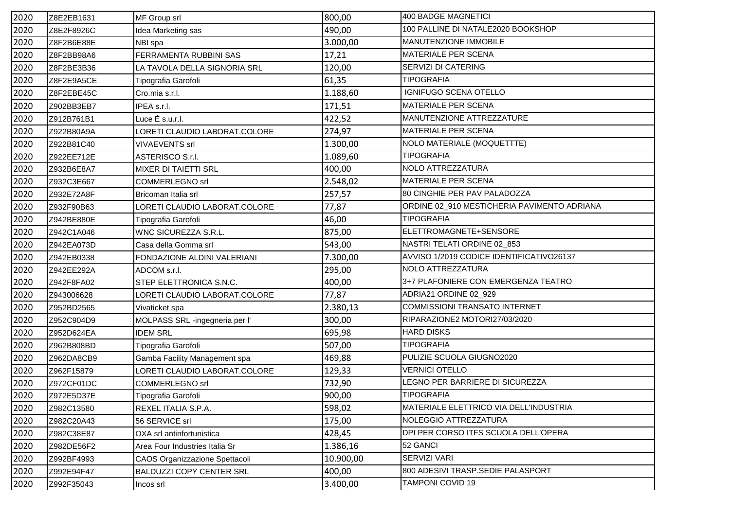| | | | | |
|---|---|---|---|---|
| 2020 | Z8E2EB1631 | MF Group srl | 800,00 | 400 BADGE MAGNETICI |
| 2020 | Z8E2F8926C | Idea Marketing sas | 490,00 | 100 PALLINE DI NATALE2020 BOOKSHOP |
| 2020 | Z8F2B6E88E | NBI spa | 3.000,00 | MANUTENZIONE IMMOBILE |
| 2020 | Z8F2BB98A6 | FERRAMENTA RUBBINI SAS | 17,21 | MATERIALE PER SCENA |
| 2020 | Z8F2BE3B36 | LA TAVOLA DELLA SIGNORIA SRL | 120,00 | SERVIZI DI CATERING |
| 2020 | Z8F2E9A5CE | Tipografia Garofoli | 61,35 | TIPOGRAFIA |
| 2020 | Z8F2EBE45C | Cro.mia s.r.l. | 1.188,60 | IGNIFUGO SCENA OTELLO |
| 2020 | Z902BB3EB7 | IPEA s.r.l. | 171,51 | MATERIALE PER SCENA |
| 2020 | Z912B761B1 | Luce È s.u.r.l. | 422,52 | MANUTENZIONE ATTREZZATURE |
| 2020 | Z922B80A9A | LORETI CLAUDIO LABORAT.COLORE | 274,97 | MATERIALE PER SCENA |
| 2020 | Z922B81C40 | VIVAEVENTS srl | 1.300,00 | NOLO MATERIALE (MOQUETTTE) |
| 2020 | Z922EE712E | ASTERISCO S.r.l. | 1.089,60 | TIPOGRAFIA |
| 2020 | Z932B6E8A7 | MIXER DI TAIETTI SRL | 400,00 | NOLO ATTREZZATURA |
| 2020 | Z932C3E667 | COMMERLEGNO srl | 2.548,02 | MATERIALE PER SCENA |
| 2020 | Z932E72A8F | Bricoman Italia srl | 257,57 | 80 CINGHIE PER PAV PALADOZZA |
| 2020 | Z932F90B63 | LORETI CLAUDIO LABORAT.COLORE | 77,87 | ORDINE 02_910 MESTICHERIA PAVIMENTO ADRIANA |
| 2020 | Z942BE880E | Tipografia Garofoli | 46,00 | TIPOGRAFIA |
| 2020 | Z942C1A046 | WNC SICUREZZA S.R.L. | 875,00 | ELETTROMAGNETE+SENSORE |
| 2020 | Z942EA073D | Casa della Gomma srl | 543,00 | NASTRI TELATI ORDINE 02_853 |
| 2020 | Z942EB0338 | FONDAZIONE ALDINI VALERIANI | 7.300,00 | AVVISO 1/2019 CODICE IDENTIFICATIVO26137 |
| 2020 | Z942EE292A | ADCOM s.r.l. | 295,00 | NOLO ATTREZZATURA |
| 2020 | Z942F8FA02 | STEP ELETTRONICA S.N.C. | 400,00 | 3+7 PLAFONIERE CON EMERGENZA TEATRO |
| 2020 | Z943006628 | LORETI CLAUDIO LABORAT.COLORE | 77,87 | ADRIA21 ORDINE 02_929 |
| 2020 | Z952BD2565 | Vivaticket spa | 2.380,13 | COMMISSIONI TRANSATO INTERNET |
| 2020 | Z952C904D9 | MOLPASS SRL -ingegneria per l' | 300,00 | RIPARAZIONE2 MOTORI27/03/2020 |
| 2020 | Z952D624EA | IDEM SRL | 695,98 | HARD DISKS |
| 2020 | Z962B808BD | Tipografia Garofoli | 507,00 | TIPOGRAFIA |
| 2020 | Z962DA8CB9 | Gamba Facility Management spa | 469,88 | PULIZIE SCUOLA GIUGNO2020 |
| 2020 | Z962F15879 | LORETI CLAUDIO LABORAT.COLORE | 129,33 | VERNICI OTELLO |
| 2020 | Z972CF01DC | COMMERLEGNO srl | 732,90 | LEGNO PER BARRIERE DI SICUREZZA |
| 2020 | Z972E5D37E | Tipografia Garofoli | 900,00 | TIPOGRAFIA |
| 2020 | Z982C13580 | REXEL ITALIA S.P.A. | 598,02 | MATERIALE ELETTRICO VIA DELL'INDUSTRIA |
| 2020 | Z982C20A43 | 56 SERVICE srl | 175,00 | NOLEGGIO ATTREZZATURA |
| 2020 | Z982C38E87 | OXA srl antinfortunistica | 428,45 | DPI PER CORSO ITFS SCUOLA DELL'OPERA |
| 2020 | Z982DE56F2 | Area Four Industries Italia Sr | 1.386,16 | 52 GANCI |
| 2020 | Z992BF4993 | CAOS Organizzazione Spettacoli | 10.900,00 | SERVIZI VARI |
| 2020 | Z992E94F47 | BALDUZZI COPY CENTER SRL | 400,00 | 800 ADESIVI TRASP.SEDIE PALASPORT |
| 2020 | Z992F35043 | Incos srl | 3.400,00 | TAMPONI COVID 19 |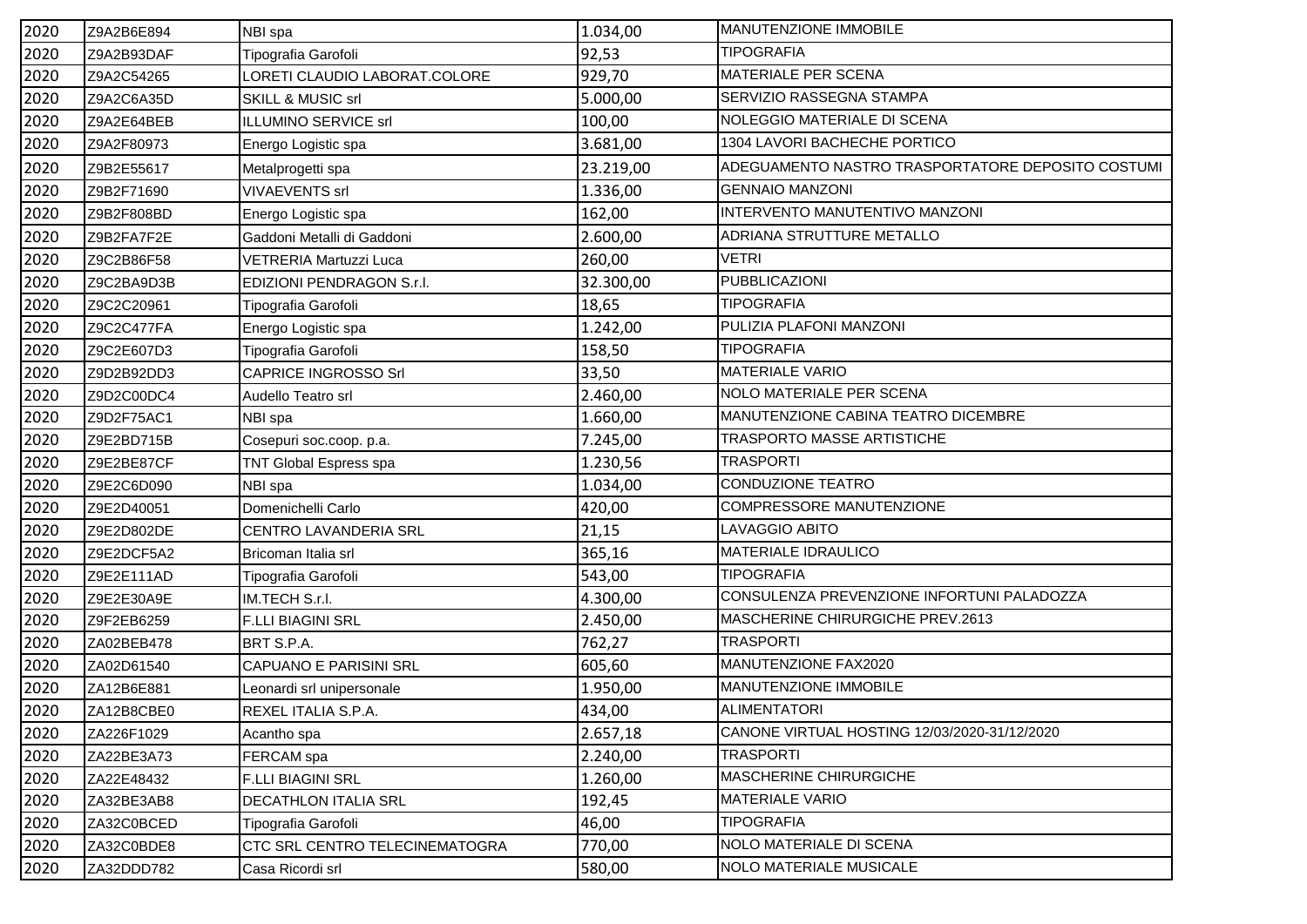| | | | | |
|---|---|---|---|---|
| 2020 | Z9A2B6E894 | NBI spa | 1.034,00 | MANUTENZIONE IMMOBILE |
| 2020 | Z9A2B93DAF | Tipografia Garofoli | 92,53 | TIPOGRAFIA |
| 2020 | Z9A2C54265 | LORETI CLAUDIO LABORAT.COLORE | 929,70 | MATERIALE PER SCENA |
| 2020 | Z9A2C6A35D | SKILL & MUSIC srl | 5.000,00 | SERVIZIO RASSEGNA STAMPA |
| 2020 | Z9A2E64BEB | ILLUMINO SERVICE srl | 100,00 | NOLEGGIO MATERIALE DI SCENA |
| 2020 | Z9A2F80973 | Energo Logistic spa | 3.681,00 | 1304 LAVORI BACHECHE PORTICO |
| 2020 | Z9B2E55617 | Metalprogetti spa | 23.219,00 | ADEGUAMENTO NASTRO TRASPORTATORE DEPOSITO COSTUMI |
| 2020 | Z9B2F71690 | VIVAEVENTS srl | 1.336,00 | GENNAIO MANZONI |
| 2020 | Z9B2F808BD | Energo Logistic spa | 162,00 | INTERVENTO MANUTENTIVO MANZONI |
| 2020 | Z9B2FA7F2E | Gaddoni Metalli di Gaddoni | 2.600,00 | ADRIANA STRUTTURE METALLO |
| 2020 | Z9C2B86F58 | VETRERIA Martuzzi Luca | 260,00 | VETRI |
| 2020 | Z9C2BA9D3B | EDIZIONI PENDRAGON S.r.l. | 32.300,00 | PUBBLICAZIONI |
| 2020 | Z9C2C20961 | Tipografia Garofoli | 18,65 | TIPOGRAFIA |
| 2020 | Z9C2C477FA | Energo Logistic spa | 1.242,00 | PULIZIA PLAFONI MANZONI |
| 2020 | Z9C2E607D3 | Tipografia Garofoli | 158,50 | TIPOGRAFIA |
| 2020 | Z9D2B92DD3 | CAPRICE INGROSSO Srl | 33,50 | MATERIALE VARIO |
| 2020 | Z9D2C00DC4 | Audello Teatro srl | 2.460,00 | NOLO MATERIALE PER SCENA |
| 2020 | Z9D2F75AC1 | NBI spa | 1.660,00 | MANUTENZIONE CABINA TEATRO DICEMBRE |
| 2020 | Z9E2BD715B | Cosepuri soc.coop. p.a. | 7.245,00 | TRASPORTO MASSE ARTISTICHE |
| 2020 | Z9E2BE87CF | TNT Global Espress spa | 1.230,56 | TRASPORTI |
| 2020 | Z9E2C6D090 | NBI spa | 1.034,00 | CONDUZIONE TEATRO |
| 2020 | Z9E2D40051 | Domenichelli Carlo | 420,00 | COMPRESSORE MANUTENZIONE |
| 2020 | Z9E2D802DE | CENTRO LAVANDERIA SRL | 21,15 | LAVAGGIO ABITO |
| 2020 | Z9E2DCF5A2 | Bricoman Italia srl | 365,16 | MATERIALE IDRAULICO |
| 2020 | Z9E2E111AD | Tipografia Garofoli | 543,00 | TIPOGRAFIA |
| 2020 | Z9E2E30A9E | IM.TECH S.r.l. | 4.300,00 | CONSULENZA PREVENZIONE INFORTUNI PALADOZZA |
| 2020 | Z9F2EB6259 | F.LLI BIAGINI SRL | 2.450,00 | MASCHERINE CHIRURGICHE PREV.2613 |
| 2020 | ZA02BEB478 | BRT S.P.A. | 762,27 | TRASPORTI |
| 2020 | ZA02D61540 | CAPUANO E PARISINI SRL | 605,60 | MANUTENZIONE FAX2020 |
| 2020 | ZA12B6E881 | Leonardi srl unipersonale | 1.950,00 | MANUTENZIONE IMMOBILE |
| 2020 | ZA12B8CBE0 | REXEL ITALIA S.P.A. | 434,00 | ALIMENTATORI |
| 2020 | ZA226F1029 | Acantho spa | 2.657,18 | CANONE VIRTUAL HOSTING 12/03/2020-31/12/2020 |
| 2020 | ZA22BE3A73 | FERCAM spa | 2.240,00 | TRASPORTI |
| 2020 | ZA22E48432 | F.LLI BIAGINI SRL | 1.260,00 | MASCHERINE CHIRURGICHE |
| 2020 | ZA32BE3AB8 | DECATHLON ITALIA SRL | 192,45 | MATERIALE VARIO |
| 2020 | ZA32C0BCED | Tipografia Garofoli | 46,00 | TIPOGRAFIA |
| 2020 | ZA32C0BDE8 | CTC SRL CENTRO TELECINEMATOGRA | 770,00 | NOLO MATERIALE DI SCENA |
| 2020 | ZA32DDD782 | Casa Ricordi srl | 580,00 | NOLO MATERIALE MUSICALE |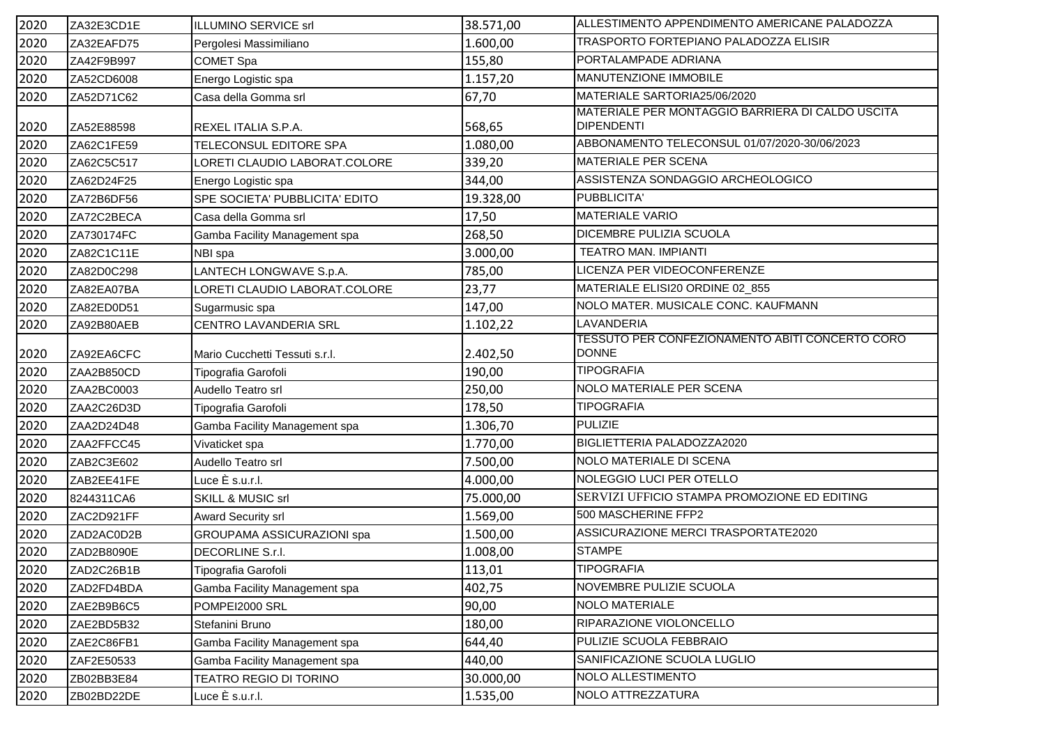| | | | | |
|---|---|---|---|---|
| 2020 | ZA32E3CD1E | ILLUMINO SERVICE srl | 38.571,00 | ALLESTIMENTO APPENDIMENTO AMERICANE PALADOZZA |
| 2020 | ZA32EAFD75 | Pergolesi Massimiliano | 1.600,00 | TRASPORTO FORTEPIANO PALADOZZA ELISIR |
| 2020 | ZA42F9B997 | COMET Spa | 155,80 | PORTALAMPADE ADRIANA |
| 2020 | ZA52CD6008 | Energo Logistic spa | 1.157,20 | MANUTENZIONE IMMOBILE |
| 2020 | ZA52D71C62 | Casa della Gomma srl | 67,70 | MATERIALE SARTORIA25/06/2020 |
| 2020 | ZA52E88598 | REXEL ITALIA S.P.A. | 568,65 | MATERIALE PER MONTAGGIO BARRIERA DI CALDO USCITA DIPENDENTI |
| 2020 | ZA62C1FE59 | TELECONSUL EDITORE SPA | 1.080,00 | ABBONAMENTO TELECONSUL 01/07/2020-30/06/2023 |
| 2020 | ZA62C5C517 | LORETI CLAUDIO LABORAT.COLORE | 339,20 | MATERIALE PER SCENA |
| 2020 | ZA62D24F25 | Energo Logistic spa | 344,00 | ASSISTENZA SONDAGGIO ARCHEOLOGICO |
| 2020 | ZA72B6DF56 | SPE SOCIETA' PUBBLICITA' EDITO | 19.328,00 | PUBBLICITA' |
| 2020 | ZA72C2BECA | Casa della Gomma srl | 17,50 | MATERIALE VARIO |
| 2020 | ZA730174FC | Gamba Facility Management spa | 268,50 | DICEMBRE PULIZIA SCUOLA |
| 2020 | ZA82C1C11E | NBI spa | 3.000,00 | TEATRO MAN. IMPIANTI |
| 2020 | ZA82D0C298 | LANTECH LONGWAVE S.p.A. | 785,00 | LICENZA PER VIDEOCONFERENZE |
| 2020 | ZA82EA07BA | LORETI CLAUDIO LABORAT.COLORE | 23,77 | MATERIALE ELISI20 ORDINE 02_855 |
| 2020 | ZA82ED0D51 | Sugarmusic spa | 147,00 | NOLO MATER. MUSICALE CONC. KAUFMANN |
| 2020 | ZA92B80AEB | CENTRO LAVANDERIA SRL | 1.102,22 | LAVANDERIA |
| 2020 | ZA92EA6CFC | Mario Cucchetti Tessuti s.r.l. | 2.402,50 | TESSUTO PER CONFEZIONAMENTO ABITI CONCERTO CORO DONNE |
| 2020 | ZAA2B850CD | Tipografia Garofoli | 190,00 | TIPOGRAFIA |
| 2020 | ZAA2BC0003 | Audello Teatro srl | 250,00 | NOLO MATERIALE PER SCENA |
| 2020 | ZAA2C26D3D | Tipografia Garofoli | 178,50 | TIPOGRAFIA |
| 2020 | ZAA2D24D48 | Gamba Facility Management spa | 1.306,70 | PULIZIE |
| 2020 | ZAA2FFCC45 | Vivaticket spa | 1.770,00 | BIGLIETTERIA PALADOZZA2020 |
| 2020 | ZAB2C3E602 | Audello Teatro srl | 7.500,00 | NOLO MATERIALE DI SCENA |
| 2020 | ZAB2EE41FE | Luce È s.u.r.l. | 4.000,00 | NOLEGGIO LUCI PER OTELLO |
| 2020 | 8244311CA6 | SKILL & MUSIC srl | 75.000,00 | SERVIZI UFFICIO STAMPA PROMOZIONE ED EDITING |
| 2020 | ZAC2D921FF | Award Security srl | 1.569,00 | 500 MASCHERINE FFP2 |
| 2020 | ZAD2AC0D2B | GROUPAMA ASSICURAZIONI spa | 1.500,00 | ASSICURAZIONE MERCI TRASPORTATE2020 |
| 2020 | ZAD2B8090E | DECORLINE S.r.l. | 1.008,00 | STAMPE |
| 2020 | ZAD2C26B1B | Tipografia Garofoli | 113,01 | TIPOGRAFIA |
| 2020 | ZAD2FD4BDA | Gamba Facility Management spa | 402,75 | NOVEMBRE PULIZIE SCUOLA |
| 2020 | ZAE2B9B6C5 | POMPEI2000 SRL | 90,00 | NOLO MATERIALE |
| 2020 | ZAE2BD5B32 | Stefanini Bruno | 180,00 | RIPARAZIONE VIOLONCELLO |
| 2020 | ZAE2C86FB1 | Gamba Facility Management spa | 644,40 | PULIZIE SCUOLA FEBBRAIO |
| 2020 | ZAF2E50533 | Gamba Facility Management spa | 440,00 | SANIFICAZIONE SCUOLA LUGLIO |
| 2020 | ZB02BB3E84 | TEATRO REGIO DI TORINO | 30.000,00 | NOLO ALLESTIMENTO |
| 2020 | ZB02BD22DE | Luce È s.u.r.l. | 1.535,00 | NOLO ATTREZZATURA |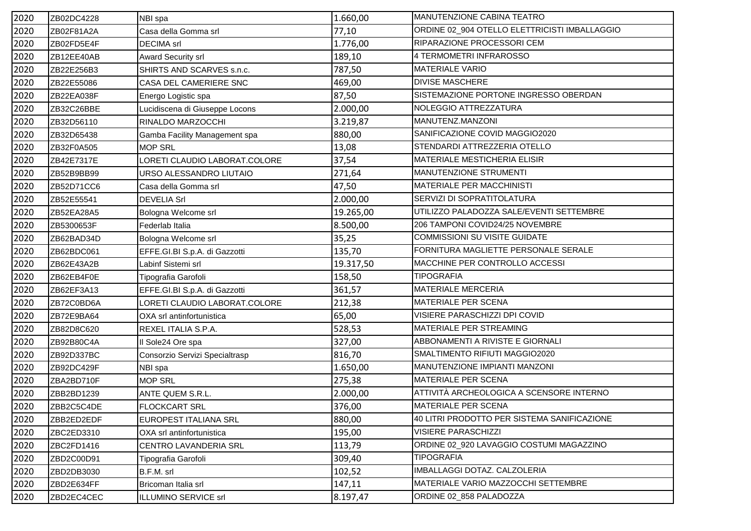| | | | | |
|---|---|---|---|---|
| 2020 | ZB02DC4228 | NBI spa | 1.660,00 | MANUTENZIONE CABINA TEATRO |
| 2020 | ZB02F81A2A | Casa della Gomma srl | 77,10 | ORDINE 02_904 OTELLO ELETTRICISTI IMBALLAGGIO |
| 2020 | ZB02FD5E4F | DECIMA srl | 1.776,00 | RIPARAZIONE PROCESSORI CEM |
| 2020 | ZB12EE40AB | Award Security srl | 189,10 | 4 TERMOMETRI INFRAROSSO |
| 2020 | ZB22E256B3 | SHIRTS AND SCARVES s.n.c. | 787,50 | MATERIALE VARIO |
| 2020 | ZB22E55086 | CASA DEL CAMERIERE SNC | 469,00 | DIVISE MASCHERE |
| 2020 | ZB22EA038F | Energo Logistic spa | 87,50 | SISTEMAZIONE PORTONE INGRESSO OBERDAN |
| 2020 | ZB32C26BBE | Lucidiscena di Giuseppe Locons | 2.000,00 | NOLEGGIO ATTREZZATURA |
| 2020 | ZB32D56110 | RINALDO MARZOCCHI | 3.219,87 | MANUTENZ.MANZONI |
| 2020 | ZB32D65438 | Gamba Facility Management spa | 880,00 | SANIFICAZIONE COVID MAGGIO2020 |
| 2020 | ZB32F0A505 | MOP SRL | 13,08 | STENDARDI ATTREZZERIA OTELLO |
| 2020 | ZB42E7317E | LORETI CLAUDIO LABORAT.COLORE | 37,54 | MATERIALE MESTICHERIA ELISIR |
| 2020 | ZB52B9BB99 | URSO ALESSANDRO LIUTAIO | 271,64 | MANUTENZIONE STRUMENTI |
| 2020 | ZB52D71CC6 | Casa della Gomma srl | 47,50 | MATERIALE PER MACCHINISTI |
| 2020 | ZB52E55541 | DEVELIA Srl | 2.000,00 | SERVIZI DI SOPRATITOLATURA |
| 2020 | ZB52EA28A5 | Bologna Welcome srl | 19.265,00 | UTILIZZO PALADOZZA SALE/EVENTI SETTEMBRE |
| 2020 | ZB5300653F | Federlab Italia | 8.500,00 | 206 TAMPONI COVID24/25 NOVEMBRE |
| 2020 | ZB62BAD34D | Bologna Welcome srl | 35,25 | COMMISSIONI SU VISITE GUIDATE |
| 2020 | ZB62BDC061 | EFFE.GI.BI S.p.A. di Gazzotti | 135,70 | FORNITURA MAGLIETTE PERSONALE SERALE |
| 2020 | ZB62E43A2B | Labinf Sistemi srl | 19.317,50 | MACCHINE PER CONTROLLO ACCESSI |
| 2020 | ZB62EB4F0E | Tipografia Garofoli | 158,50 | TIPOGRAFIA |
| 2020 | ZB62EF3A13 | EFFE.GI.BI S.p.A. di Gazzotti | 361,57 | MATERIALE MERCERIA |
| 2020 | ZB72C0BD6A | LORETI CLAUDIO LABORAT.COLORE | 212,38 | MATERIALE PER SCENA |
| 2020 | ZB72E9BA64 | OXA srl antinfortunistica | 65,00 | VISIERE PARASCHIZZI DPI COVID |
| 2020 | ZB82D8C620 | REXEL ITALIA S.P.A. | 528,53 | MATERIALE PER STREAMING |
| 2020 | ZB92B80C4A | Il Sole24 Ore spa | 327,00 | ABBONAMENTI A RIVISTE E GIORNALI |
| 2020 | ZB92D337BC | Consorzio Servizi Specialtrasp | 816,70 | SMALTIMENTO RIFIUTI MAGGIO2020 |
| 2020 | ZB92DC429F | NBI spa | 1.650,00 | MANUTENZIONE IMPIANTI MANZONI |
| 2020 | ZBA2BD710F | MOP SRL | 275,38 | MATERIALE PER SCENA |
| 2020 | ZBB2BD1239 | ANTE QUEM S.R.L. | 2.000,00 | ATTIVITÀ ARCHEOLOGICA A SCENSORE INTERNO |
| 2020 | ZBB2C5C4DE | FLOCKCART SRL | 376,00 | MATERIALE PER SCENA |
| 2020 | ZBB2ED2EDF | EUROPEST ITALIANA SRL | 880,00 | 40 LITRI PRODOTTO PER SISTEMA SANIFICAZIONE |
| 2020 | ZBC2ED3310 | OXA srl antinfortunistica | 195,00 | VISIERE PARASCHIZZI |
| 2020 | ZBC2FD1416 | CENTRO LAVANDERIA SRL | 113,79 | ORDINE 02_920 LAVAGGIO COSTUMI MAGAZZINO |
| 2020 | ZBD2C00D91 | Tipografia Garofoli | 309,40 | TIPOGRAFIA |
| 2020 | ZBD2DB3030 | B.F.M. srl | 102,52 | IMBALLAGGI DOTAZ. CALZOLERIA |
| 2020 | ZBD2E634FF | Bricoman Italia srl | 147,11 | MATERIALE VARIO MAZZOCCHI SETTEMBRE |
| 2020 | ZBD2EC4CEC | ILLUMINO SERVICE srl | 8.197,47 | ORDINE 02_858 PALADOZZA |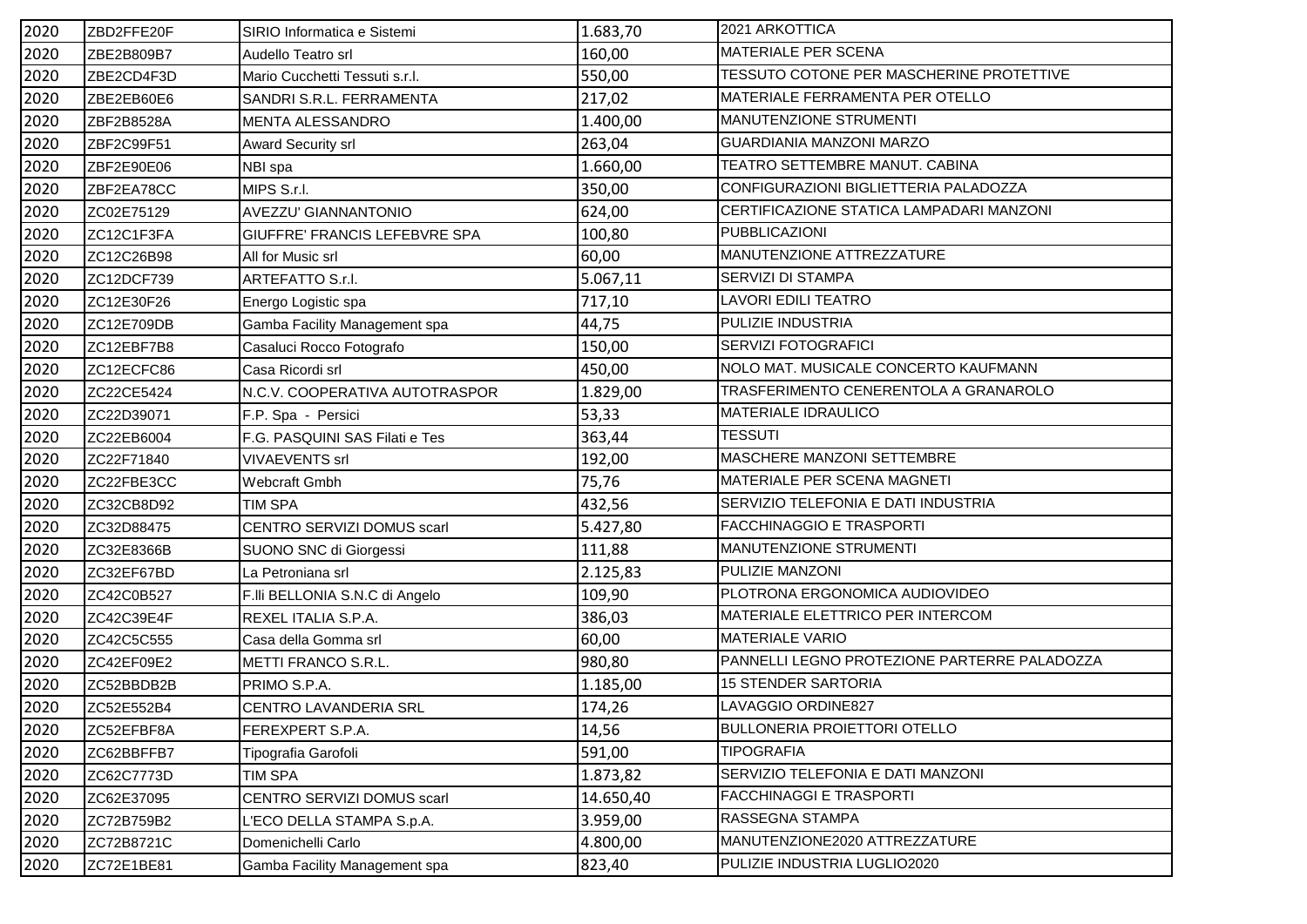| 2020 | ZBD2FFE20F | SIRIO Informatica e Sistemi | 1.683,70 | 2021 ARKOTTICA |
|---|---|---|---|---|
| 2020 | ZBE2B809B7 | Audello Teatro srl | 160,00 | MATERIALE PER SCENA |
| 2020 | ZBE2CD4F3D | Mario Cucchetti Tessuti s.r.l. | 550,00 | TESSUTO COTONE PER MASCHERINE PROTETTIVE |
| 2020 | ZBE2EB60E6 | SANDRI S.R.L. FERRAMENTA | 217,02 | MATERIALE FERRAMENTA PER OTELLO |
| 2020 | ZBF2B8528A | MENTA ALESSANDRO | 1.400,00 | MANUTENZIONE STRUMENTI |
| 2020 | ZBF2C99F51 | Award Security srl | 263,04 | GUARDIANIA MANZONI MARZO |
| 2020 | ZBF2E90E06 | NBI spa | 1.660,00 | TEATRO SETTEMBRE MANUT. CABINA |
| 2020 | ZBF2EA78CC | MIPS S.r.l. | 350,00 | CONFIGURAZIONI BIGLIETTERIA PALADOZZA |
| 2020 | ZC02E75129 | AVEZZU' GIANNANTONIO | 624,00 | CERTIFICAZIONE STATICA LAMPADARI MANZONI |
| 2020 | ZC12C1F3FA | GIUFFRE' FRANCIS LEFEBVRE SPA | 100,80 | PUBBLICAZIONI |
| 2020 | ZC12C26B98 | All for Music srl | 60,00 | MANUTENZIONE ATTREZZATURE |
| 2020 | ZC12DCF739 | ARTEFATTO S.r.l. | 5.067,11 | SERVIZI DI STAMPA |
| 2020 | ZC12E30F26 | Energo Logistic spa | 717,10 | LAVORI EDILI TEATRO |
| 2020 | ZC12E709DB | Gamba Facility Management spa | 44,75 | PULIZIE INDUSTRIA |
| 2020 | ZC12EBF7B8 | Casaluci Rocco Fotografo | 150,00 | SERVIZI FOTOGRAFICI |
| 2020 | ZC12ECFC86 | Casa Ricordi srl | 450,00 | NOLO MAT. MUSICALE CONCERTO KAUFMANN |
| 2020 | ZC22CE5424 | N.C.V. COOPERATIVA AUTOTRASPOR | 1.829,00 | TRASFERIMENTO CENERENTOLA A GRANAROLO |
| 2020 | ZC22D39071 | F.P. Spa - Persici | 53,33 | MATERIALE IDRAULICO |
| 2020 | ZC22EB6004 | F.G. PASQUINI SAS Filati e Tes | 363,44 | TESSUTI |
| 2020 | ZC22F71840 | VIVAEVENTS srl | 192,00 | MASCHERE MANZONI SETTEMBRE |
| 2020 | ZC22FBE3CC | Webcraft Gmbh | 75,76 | MATERIALE PER SCENA MAGNETI |
| 2020 | ZC32CB8D92 | TIM SPA | 432,56 | SERVIZIO TELEFONIA E DATI INDUSTRIA |
| 2020 | ZC32D88475 | CENTRO SERVIZI DOMUS scarl | 5.427,80 | FACCHINAGGIO E TRASPORTI |
| 2020 | ZC32E8366B | SUONO SNC di Giorgessi | 111,88 | MANUTENZIONE STRUMENTI |
| 2020 | ZC32EF67BD | La Petroniana srl | 2.125,83 | PULIZIE MANZONI |
| 2020 | ZC42C0B527 | F.lli BELLONIA S.N.C di Angelo | 109,90 | PLOTRONA ERGONOMICA AUDIOVIDEO |
| 2020 | ZC42C39E4F | REXEL ITALIA S.P.A. | 386,03 | MATERIALE ELETTRICO PER INTERCOM |
| 2020 | ZC42C5C555 | Casa della Gomma srl | 60,00 | MATERIALE VARIO |
| 2020 | ZC42EF09E2 | METTI FRANCO S.R.L. | 980,80 | PANNELLI LEGNO PROTEZIONE PARTERRE PALADOZZA |
| 2020 | ZC52BBDB2B | PRIMO S.P.A. | 1.185,00 | 15 STENDER SARTORIA |
| 2020 | ZC52E552B4 | CENTRO LAVANDERIA SRL | 174,26 | LAVAGGIO ORDINE827 |
| 2020 | ZC52EFBF8A | FEREXPERT S.P.A. | 14,56 | BULLONERIA PROIETTORI OTELLO |
| 2020 | ZC62BBFFB7 | Tipografia Garofoli | 591,00 | TIPOGRAFIA |
| 2020 | ZC62C7773D | TIM SPA | 1.873,82 | SERVIZIO TELEFONIA E DATI MANZONI |
| 2020 | ZC62E37095 | CENTRO SERVIZI DOMUS scarl | 14.650,40 | FACCHINAGGI E TRASPORTI |
| 2020 | ZC72B759B2 | L'ECO DELLA STAMPA S.p.A. | 3.959,00 | RASSEGNA STAMPA |
| 2020 | ZC72B8721C | Domenichelli Carlo | 4.800,00 | MANUTENZIONE2020 ATTREZZATURE |
| 2020 | ZC72E1BE81 | Gamba Facility Management spa | 823,40 | PULIZIE INDUSTRIA LUGLIO2020 |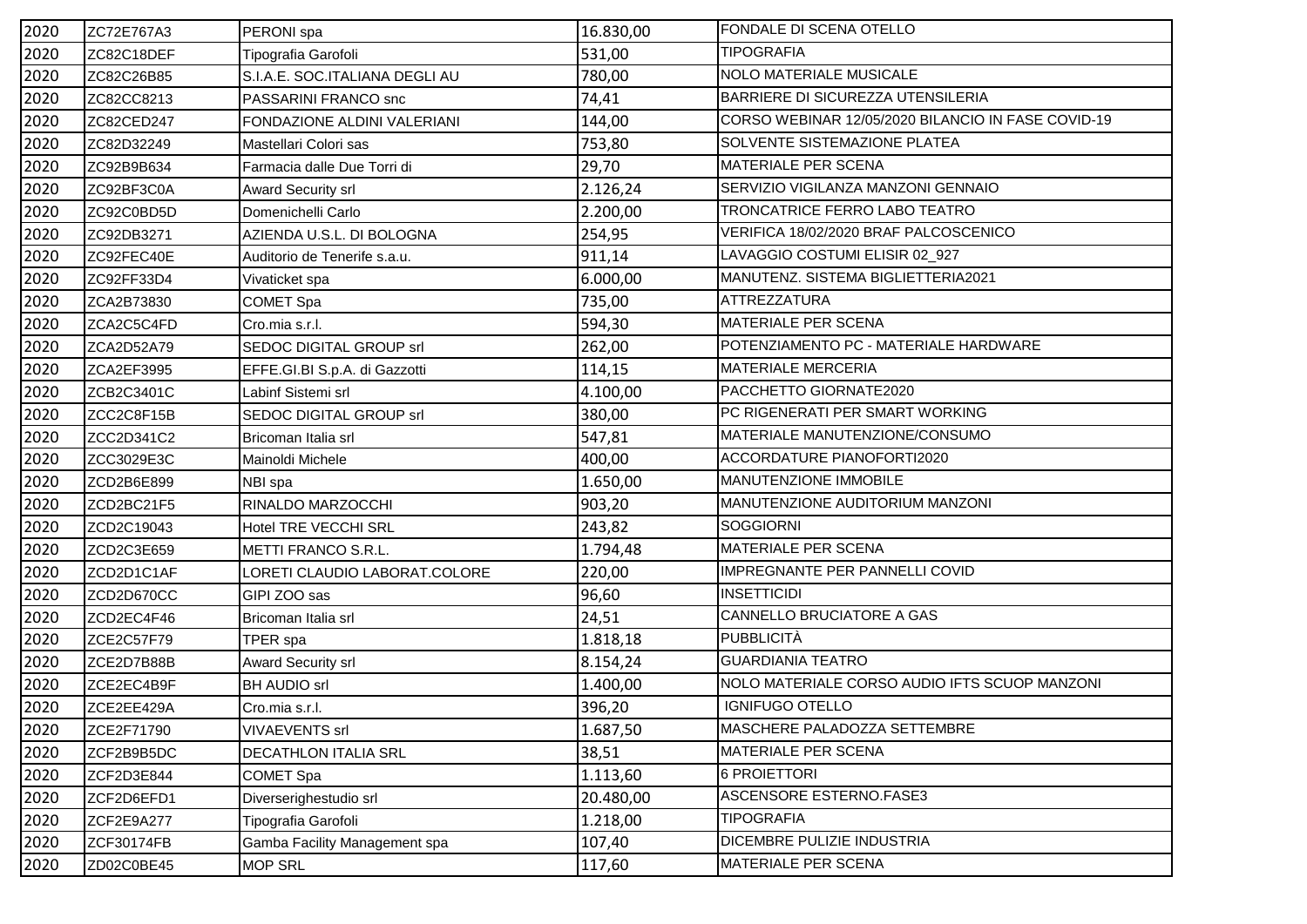| 2020 | ZC72E767A3 | PERONI spa | 16.830,00 | FONDALE DI SCENA OTELLO |
|---|---|---|---|---|
| 2020 | ZC82C18DEF | Tipografia Garofoli | 531,00 | TIPOGRAFIA |
| 2020 | ZC82C26B85 | S.I.A.E. SOC.ITALIANA DEGLI AU | 780,00 | NOLO MATERIALE MUSICALE |
| 2020 | ZC82CC8213 | PASSARINI FRANCO snc | 74,41 | BARRIERE DI SICUREZZA UTENSILERIA |
| 2020 | ZC82CED247 | FONDAZIONE ALDINI VALERIANI | 144,00 | CORSO WEBINAR 12/05/2020 BILANCIO IN FASE COVID-19 |
| 2020 | ZC82D32249 | Mastellari Colori sas | 753,80 | SOLVENTE SISTEMAZIONE PLATEA |
| 2020 | ZC92B9B634 | Farmacia dalle Due Torri di | 29,70 | MATERIALE PER SCENA |
| 2020 | ZC92BF3C0A | Award Security srl | 2.126,24 | SERVIZIO VIGILANZA MANZONI GENNAIO |
| 2020 | ZC92C0BD5D | Domenichelli Carlo | 2.200,00 | TRONCATRICE FERRO LABO TEATRO |
| 2020 | ZC92DB3271 | AZIENDA U.S.L. DI BOLOGNA | 254,95 | VERIFICA 18/02/2020 BRAF PALCOSCENICO |
| 2020 | ZC92FEC40E | Auditorio de Tenerife s.a.u. | 911,14 | LAVAGGIO COSTUMI ELISIR 02_927 |
| 2020 | ZC92FF33D4 | Vivaticket spa | 6.000,00 | MANUTENZ. SISTEMA BIGLIETTERIA2021 |
| 2020 | ZCA2B73830 | COMET Spa | 735,00 | ATTREZZATURA |
| 2020 | ZCA2C5C4FD | Cro.mia s.r.l. | 594,30 | MATERIALE PER SCENA |
| 2020 | ZCA2D52A79 | SEDOC DIGITAL GROUP srl | 262,00 | POTENZIAMENTO PC - MATERIALE HARDWARE |
| 2020 | ZCA2EF3995 | EFFE.GI.BI S.p.A. di Gazzotti | 114,15 | MATERIALE MERCERIA |
| 2020 | ZCB2C3401C | Labinf Sistemi srl | 4.100,00 | PACCHETTO GIORNATE2020 |
| 2020 | ZCC2C8F15B | SEDOC DIGITAL GROUP srl | 380,00 | PC RIGENERATI PER SMART WORKING |
| 2020 | ZCC2D341C2 | Bricoman Italia srl | 547,81 | MATERIALE MANUTENZIONE/CONSUMO |
| 2020 | ZCC3029E3C | Mainoldi Michele | 400,00 | ACCORDATURE PIANOFORTI2020 |
| 2020 | ZCD2B6E899 | NBI spa | 1.650,00 | MANUTENZIONE IMMOBILE |
| 2020 | ZCD2BC21F5 | RINALDO MARZOCCHI | 903,20 | MANUTENZIONE AUDITORIUM MANZONI |
| 2020 | ZCD2C19043 | Hotel TRE VECCHI SRL | 243,82 | SOGGIORNI |
| 2020 | ZCD2C3E659 | METTI FRANCO S.R.L. | 1.794,48 | MATERIALE PER SCENA |
| 2020 | ZCD2D1C1AF | LORETI CLAUDIO LABORAT.COLORE | 220,00 | IMPREGNANTE PER PANNELLI COVID |
| 2020 | ZCD2D670CC | GIPI ZOO sas | 96,60 | INSETTICIDI |
| 2020 | ZCD2EC4F46 | Bricoman Italia srl | 24,51 | CANNELLO BRUCIATORE A GAS |
| 2020 | ZCE2C57F79 | TPER spa | 1.818,18 | PUBBLICITÀ |
| 2020 | ZCE2D7B88B | Award Security srl | 8.154,24 | GUARDIANIA TEATRO |
| 2020 | ZCE2EC4B9F | BH AUDIO srl | 1.400,00 | NOLO MATERIALE CORSO AUDIO IFTS SCUOP MANZONI |
| 2020 | ZCE2EE429A | Cro.mia s.r.l. | 396,20 | IGNIFUGO OTELLO |
| 2020 | ZCE2F71790 | VIVAEVENTS srl | 1.687,50 | MASCHERE PALADOZZA SETTEMBRE |
| 2020 | ZCF2B9B5DC | DECATHLON ITALIA SRL | 38,51 | MATERIALE PER SCENA |
| 2020 | ZCF2D3E844 | COMET Spa | 1.113,60 | 6 PROIETTORI |
| 2020 | ZCF2D6EFD1 | Diverserighestudio srl | 20.480,00 | ASCENSORE ESTERNO.FASE3 |
| 2020 | ZCF2E9A277 | Tipografia Garofoli | 1.218,00 | TIPOGRAFIA |
| 2020 | ZCF30174FB | Gamba Facility Management spa | 107,40 | DICEMBRE PULIZIE INDUSTRIA |
| 2020 | ZD02C0BE45 | MOP SRL | 117,60 | MATERIALE PER SCENA |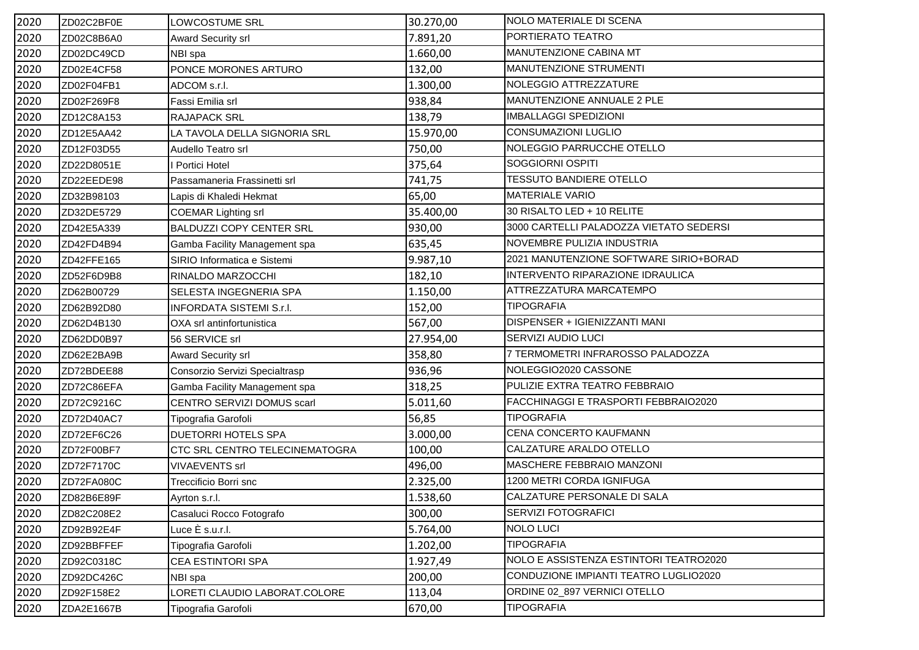| 2020 | ZD02C2BF0E | LOWCOSTUME SRL | 30.270,00 | NOLO MATERIALE DI SCENA |
|---|---|---|---|---|
| 2020 | ZD02C8B6A0 | Award Security srl | 7.891,20 | PORTIERATO TEATRO |
| 2020 | ZD02DC49CD | NBI spa | 1.660,00 | MANUTENZIONE CABINA MT |
| 2020 | ZD02E4CF58 | PONCE MORONES ARTURO | 132,00 | MANUTENZIONE STRUMENTI |
| 2020 | ZD02F04FB1 | ADCOM s.r.l. | 1.300,00 | NOLEGGIO ATTREZZATURE |
| 2020 | ZD02F269F8 | Fassi Emilia srl | 938,84 | MANUTENZIONE ANNUALE 2 PLE |
| 2020 | ZD12C8A153 | RAJAPACK SRL | 138,79 | IMBALLAGGI SPEDIZIONI |
| 2020 | ZD12E5AA42 | LA TAVOLA DELLA SIGNORIA SRL | 15.970,00 | CONSUMAZIONI LUGLIO |
| 2020 | ZD12F03D55 | Audello Teatro srl | 750,00 | NOLEGGIO PARRUCCHE OTELLO |
| 2020 | ZD22D8051E | I Portici Hotel | 375,64 | SOGGIORNI OSPITI |
| 2020 | ZD22EEDE98 | Passamaneria Frassinetti srl | 741,75 | TESSUTO BANDIERE OTELLO |
| 2020 | ZD32B98103 | Lapis di Khaledi Hekmat | 65,00 | MATERIALE VARIO |
| 2020 | ZD32DE5729 | COEMAR Lighting srl | 35.400,00 | 30 RISALTO LED + 10 RELITE |
| 2020 | ZD42E5A339 | BALDUZZI COPY CENTER SRL | 930,00 | 3000 CARTELLI PALADOZZA VIETATO SEDERSI |
| 2020 | ZD42FD4B94 | Gamba Facility Management spa | 635,45 | NOVEMBRE PULIZIA INDUSTRIA |
| 2020 | ZD42FFE165 | SIRIO Informatica e Sistemi | 9.987,10 | 2021 MANUTENZIONE SOFTWARE SIRIO+BORAD |
| 2020 | ZD52F6D9B8 | RINALDO MARZOCCHI | 182,10 | INTERVENTO RIPARAZIONE IDRAULICA |
| 2020 | ZD62B00729 | SELESTA INGEGNERIA SPA | 1.150,00 | ATTREZZATURA MARCATEMPO |
| 2020 | ZD62B92D80 | INFORDATA SISTEMI S.r.l. | 152,00 | TIPOGRAFIA |
| 2020 | ZD62D4B130 | OXA srl antinfortunistica | 567,00 | DISPENSER + IGIENIZZANTI MANI |
| 2020 | ZD62DD0B97 | 56 SERVICE srl | 27.954,00 | SERVIZI AUDIO LUCI |
| 2020 | ZD62E2BA9B | Award Security srl | 358,80 | 7 TERMOMETRI INFRAROSSO PALADOZZA |
| 2020 | ZD72BDEE88 | Consorzio Servizi Specialtrasp | 936,96 | NOLEGGIO2020 CASSONE |
| 2020 | ZD72C86EFA | Gamba Facility Management spa | 318,25 | PULIZIE EXTRA TEATRO FEBBRAIO |
| 2020 | ZD72C9216C | CENTRO SERVIZI DOMUS scarl | 5.011,60 | FACCHINAGGI E TRASPORTI FEBBRAIO2020 |
| 2020 | ZD72D40AC7 | Tipografia Garofoli | 56,85 | TIPOGRAFIA |
| 2020 | ZD72EF6C26 | DUETORRI HOTELS SPA | 3.000,00 | CENA CONCERTO KAUFMANN |
| 2020 | ZD72F00BF7 | CTC SRL CENTRO TELECINEMATOGRA | 100,00 | CALZATURE ARALDO OTELLO |
| 2020 | ZD72F7170C | VIVAEVENTS srl | 496,00 | MASCHERE FEBBRAIO MANZONI |
| 2020 | ZD72FA080C | Treccificio Borri snc | 2.325,00 | 1200 METRI CORDA IGNIFUGA |
| 2020 | ZD82B6E89F | Ayrton s.r.l. | 1.538,60 | CALZATURE PERSONALE DI SALA |
| 2020 | ZD82C208E2 | Casaluci Rocco Fotografo | 300,00 | SERVIZI FOTOGRAFICI |
| 2020 | ZD92B92E4F | Luce È s.u.r.l. | 5.764,00 | NOLO LUCI |
| 2020 | ZD92BBFFEF | Tipografia Garofoli | 1.202,00 | TIPOGRAFIA |
| 2020 | ZD92C0318C | CEA ESTINTORI SPA | 1.927,49 | NOLO E ASSISTENZA ESTINTORI TEATRO2020 |
| 2020 | ZD92DC426C | NBI spa | 200,00 | CONDUZIONE IMPIANTI TEATRO LUGLIO2020 |
| 2020 | ZD92F158E2 | LORETI CLAUDIO LABORAT.COLORE | 113,04 | ORDINE 02_897 VERNICI OTELLO |
| 2020 | ZDA2E1667B | Tipografia Garofoli | 670,00 | TIPOGRAFIA |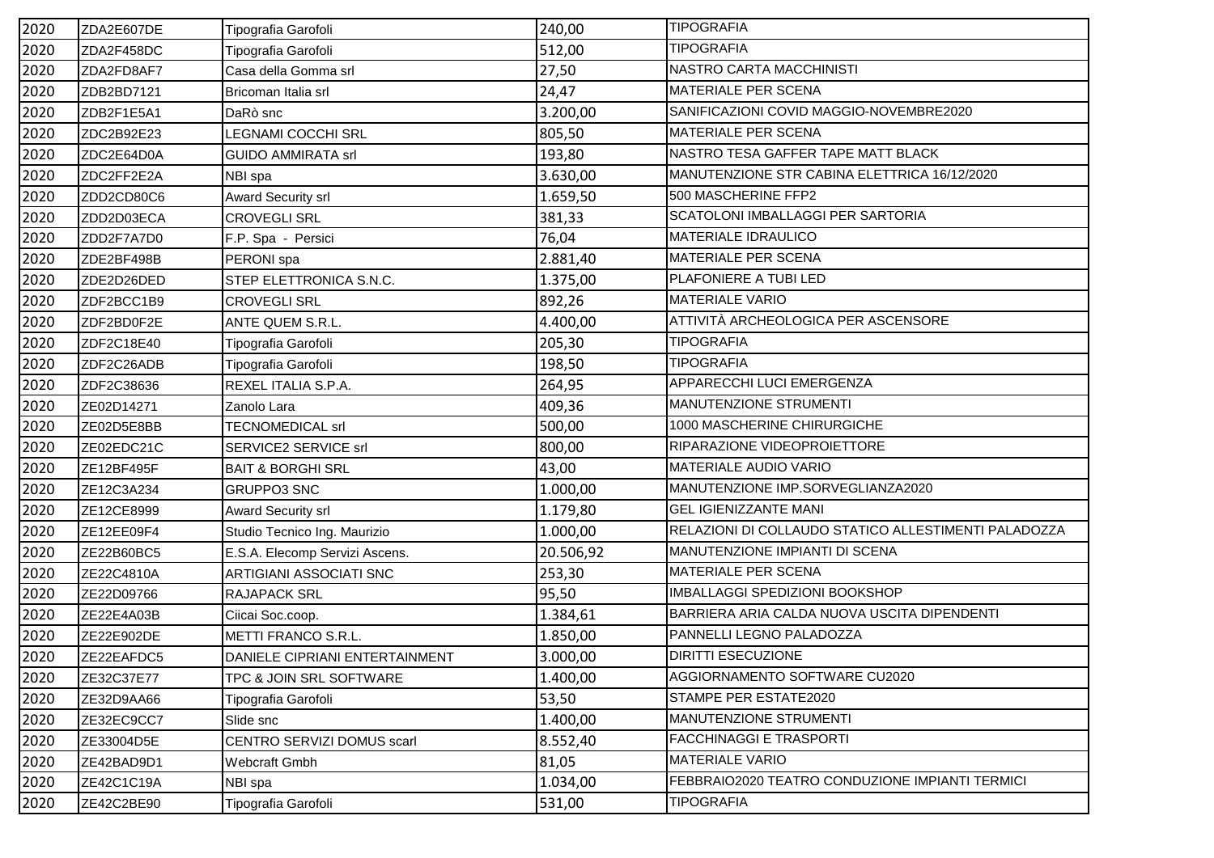| 2020 | ZDA2E607DE | Tipografia Garofoli | 240,00 | TIPOGRAFIA |
|---|---|---|---|---|
| 2020 | ZDA2F458DC | Tipografia Garofoli | 512,00 | TIPOGRAFIA |
| 2020 | ZDA2FD8AF7 | Casa della Gomma srl | 27,50 | NASTRO CARTA MACCHINISTI |
| 2020 | ZDB2BD7121 | Bricoman Italia srl | 24,47 | MATERIALE PER SCENA |
| 2020 | ZDB2F1E5A1 | DaRò snc | 3.200,00 | SANIFICAZIONI COVID MAGGIO-NOVEMBRE2020 |
| 2020 | ZDC2B92E23 | LEGNAMI COCCHI SRL | 805,50 | MATERIALE PER SCENA |
| 2020 | ZDC2E64D0A | GUIDO AMMIRATA srl | 193,80 | NASTRO TESA GAFFER TAPE MATT BLACK |
| 2020 | ZDC2FF2E2A | NBI spa | 3.630,00 | MANUTENZIONE STR CABINA ELETTRICA 16/12/2020 |
| 2020 | ZDD2CD80C6 | Award Security srl | 1.659,50 | 500 MASCHERINE FFP2 |
| 2020 | ZDD2D03ECA | CROVEGLI SRL | 381,33 | SCATOLONI IMBALLAGGI PER SARTORIA |
| 2020 | ZDD2F7A7D0 | F.P. Spa - Persici | 76,04 | MATERIALE IDRAULICO |
| 2020 | ZDE2BF498B | PERONI spa | 2.881,40 | MATERIALE PER SCENA |
| 2020 | ZDE2D26DED | STEP ELETTRONICA S.N.C. | 1.375,00 | PLAFONIERE A TUBI LED |
| 2020 | ZDF2BCC1B9 | CROVEGLI SRL | 892,26 | MATERIALE VARIO |
| 2020 | ZDF2BD0F2E | ANTE QUEM S.R.L. | 4.400,00 | ATTIVITÀ ARCHEOLOGICA PER ASCENSORE |
| 2020 | ZDF2C18E40 | Tipografia Garofoli | 205,30 | TIPOGRAFIA |
| 2020 | ZDF2C26ADB | Tipografia Garofoli | 198,50 | TIPOGRAFIA |
| 2020 | ZDF2C38636 | REXEL ITALIA S.P.A. | 264,95 | APPARECCHI LUCI EMERGENZA |
| 2020 | ZE02D14271 | Zanolo Lara | 409,36 | MANUTENZIONE STRUMENTI |
| 2020 | ZE02D5E8BB | TECNOMEDICAL srl | 500,00 | 1000 MASCHERINE CHIRURGICHE |
| 2020 | ZE02EDC21C | SERVICE2 SERVICE srl | 800,00 | RIPARAZIONE VIDEOPROIETTORE |
| 2020 | ZE12BF495F | BAIT & BORGHI SRL | 43,00 | MATERIALE AUDIO VARIO |
| 2020 | ZE12C3A234 | GRUPPO3 SNC | 1.000,00 | MANUTENZIONE IMP.SORVEGLIANZA2020 |
| 2020 | ZE12CE8999 | Award Security srl | 1.179,80 | GEL IGIENIZZANTE MANI |
| 2020 | ZE12EE09F4 | Studio Tecnico Ing. Maurizio | 1.000,00 | RELAZIONI DI COLLAUDO STATICO ALLESTIMENTI PALADOZZA |
| 2020 | ZE22B60BC5 | E.S.A. Elecomp Servizi Ascens. | 20.506,92 | MANUTENZIONE IMPIANTI DI SCENA |
| 2020 | ZE22C4810A | ARTIGIANI ASSOCIATI SNC | 253,30 | MATERIALE PER SCENA |
| 2020 | ZE22D09766 | RAJAPACK SRL | 95,50 | IMBALLAGGI SPEDIZIONI BOOKSHOP |
| 2020 | ZE22E4A03B | Ciicai Soc.coop. | 1.384,61 | BARRIERA ARIA CALDA NUOVA USCITA DIPENDENTI |
| 2020 | ZE22E902DE | METTI FRANCO S.R.L. | 1.850,00 | PANNELLI LEGNO PALADOZZA |
| 2020 | ZE22EAFDC5 | DANIELE CIPRIANI ENTERTAINMENT | 3.000,00 | DIRITTI ESECUZIONE |
| 2020 | ZE32C37E77 | TPC & JOIN SRL SOFTWARE | 1.400,00 | AGGIORNAMENTO SOFTWARE CU2020 |
| 2020 | ZE32D9AA66 | Tipografia Garofoli | 53,50 | STAMPE PER ESTATE2020 |
| 2020 | ZE32EC9CC7 | Slide snc | 1.400,00 | MANUTENZIONE STRUMENTI |
| 2020 | ZE33004D5E | CENTRO SERVIZI DOMUS scarl | 8.552,40 | FACCHINAGGI E TRASPORTI |
| 2020 | ZE42BAD9D1 | Webcraft Gmbh | 81,05 | MATERIALE VARIO |
| 2020 | ZE42C1C19A | NBI spa | 1.034,00 | FEBBRAIO2020 TEATRO CONDUZIONE IMPIANTI TERMICI |
| 2020 | ZE42C2BE90 | Tipografia Garofoli | 531,00 | TIPOGRAFIA |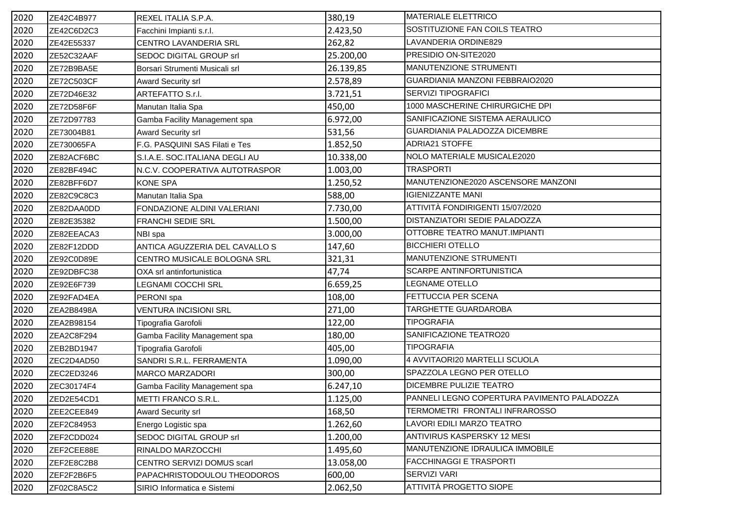| | | | | |
|---|---|---|---|---|
| 2020 | ZE42C4B977 | REXEL ITALIA S.P.A. | 380,19 | MATERIALE ELETTRICO |
| 2020 | ZE42C6D2C3 | Facchini Impianti s.r.l. | 2.423,50 | SOSTITUZIONE FAN COILS TEATRO |
| 2020 | ZE42E55337 | CENTRO LAVANDERIA SRL | 262,82 | LAVANDERIA ORDINE829 |
| 2020 | ZE52C32AAF | SEDOC DIGITAL GROUP srl | 25.200,00 | PRESIDIO ON-SITE2020 |
| 2020 | ZE72B9BA5E | Borsari Strumenti Musicali srl | 26.139,85 | MANUTENZIONE STRUMENTI |
| 2020 | ZE72C503CF | Award Security srl | 2.578,89 | GUARDIANIA MANZONI FEBBRAIO2020 |
| 2020 | ZE72D46E32 | ARTEFATTO S.r.l. | 3.721,51 | SERVIZI TIPOGRAFICI |
| 2020 | ZE72D58F6F | Manutan Italia Spa | 450,00 | 1000 MASCHERINE CHIRURGICHE DPI |
| 2020 | ZE72D97783 | Gamba Facility Management spa | 6.972,00 | SANIFICAZIONE SISTEMA AERAULICO |
| 2020 | ZE73004B81 | Award Security srl | 531,56 | GUARDIANIA PALADOZZA DICEMBRE |
| 2020 | ZE730065FA | F.G. PASQUINI SAS Filati e Tes | 1.852,50 | ADRIA21 STOFFE |
| 2020 | ZE82ACF6BC | S.I.A.E. SOC.ITALIANA DEGLI AU | 10.338,00 | NOLO MATERIALE MUSICALE2020 |
| 2020 | ZE82BF494C | N.C.V. COOPERATIVA AUTOTRASPOR | 1.003,00 | TRASPORTI |
| 2020 | ZE82BFF6D7 | KONE SPA | 1.250,52 | MANUTENZIONE2020 ASCENSORE MANZONI |
| 2020 | ZE82C9C8C3 | Manutan Italia Spa | 588,00 | IGIENIZZANTE MANI |
| 2020 | ZE82DAA0DD | FONDAZIONE ALDINI VALERIANI | 7.730,00 | ATTIVITÀ FONDIRIGENTI 15/07/2020 |
| 2020 | ZE82E35382 | FRANCHI SEDIE SRL | 1.500,00 | DISTANZIATORI SEDIE PALADOZZA |
| 2020 | ZE82EEACA3 | NBI spa | 3.000,00 | OTTOBRE TEATRO MANUT.IMPIANTI |
| 2020 | ZE82F12DDD | ANTICA AGUZZERIA DEL CAVALLO S | 147,60 | BICCHIERI OTELLO |
| 2020 | ZE92C0D89E | CENTRO MUSICALE BOLOGNA SRL | 321,31 | MANUTENZIONE STRUMENTI |
| 2020 | ZE92DBFC38 | OXA srl antinfortunistica | 47,74 | SCARPE ANTINFORTUNISTICA |
| 2020 | ZE92E6F739 | LEGNAMI COCCHI SRL | 6.659,25 | LEGNAME OTELLO |
| 2020 | ZE92FAD4EA | PERONI spa | 108,00 | FETTUCCIA PER SCENA |
| 2020 | ZEA2B8498A | VENTURA INCISIONI SRL | 271,00 | TARGHETTE GUARDAROBA |
| 2020 | ZEA2B98154 | Tipografia Garofoli | 122,00 | TIPOGRAFIA |
| 2020 | ZEA2C8F294 | Gamba Facility Management spa | 180,00 | SANIFICAZIONE TEATRO20 |
| 2020 | ZEB2BD1947 | Tipografia Garofoli | 405,00 | TIPOGRAFIA |
| 2020 | ZEC2D4AD50 | SANDRI S.R.L. FERRAMENTA | 1.090,00 | 4 AVVITAORI20 MARTELLI SCUOLA |
| 2020 | ZEC2ED3246 | MARCO MARZADORI | 300,00 | SPAZZOLA LEGNO PER OTELLO |
| 2020 | ZEC30174F4 | Gamba Facility Management spa | 6.247,10 | DICEMBRE PULIZIE TEATRO |
| 2020 | ZED2E54CD1 | METTI FRANCO S.R.L. | 1.125,00 | PANNELI LEGNO COPERTURA PAVIMENTO PALADOZZA |
| 2020 | ZEE2CEE849 | Award Security srl | 168,50 | TERMOMETRI FRONTALI INFRAROSSO |
| 2020 | ZEF2C84953 | Energo Logistic spa | 1.262,60 | LAVORI EDILI MARZO TEATRO |
| 2020 | ZEF2CDD024 | SEDOC DIGITAL GROUP srl | 1.200,00 | ANTIVIRUS KASPERSKY 12 MESI |
| 2020 | ZEF2CEE88E | RINALDO MARZOCCHI | 1.495,60 | MANUTENZIONE IDRAULICA IMMOBILE |
| 2020 | ZEF2E8C2B8 | CENTRO SERVIZI DOMUS scarl | 13.058,00 | FACCHINAGGI E TRASPORTI |
| 2020 | ZEF2F2B6F5 | PAPACHRISTODOULOU THEODOROS | 600,00 | SERVIZI VARI |
| 2020 | ZF02C8A5C2 | SIRIO Informatica e Sistemi | 2.062,50 | ATTIVITÀ PROGETTO SIOPE |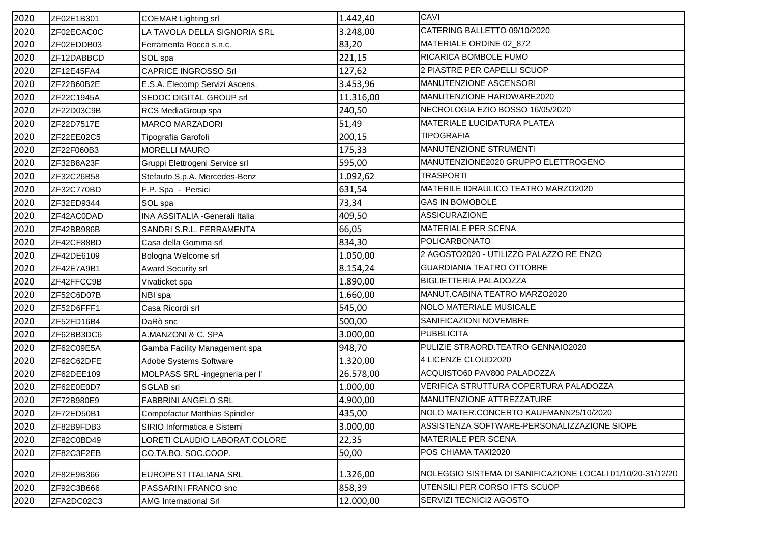| | | | | |
|---|---|---|---|---|
| 2020 | ZF02E1B301 | COEMAR Lighting srl | 1.442,40 | CAVI |
| 2020 | ZF02ECAC0C | LA TAVOLA DELLA SIGNORIA SRL | 3.248,00 | CATERING BALLETTO 09/10/2020 |
| 2020 | ZF02EDDB03 | Ferramenta Rocca s.n.c. | 83,20 | MATERIALE ORDINE 02_872 |
| 2020 | ZF12DABBCD | SOL spa | 221,15 | RICARICA BOMBOLE FUMO |
| 2020 | ZF12E45FA4 | CAPRICE INGROSSO Srl | 127,62 | 2 PIASTRE PER CAPELLI SCUOP |
| 2020 | ZF22B60B2E | E.S.A. Elecomp Servizi Ascens. | 3.453,96 | MANUTENZIONE ASCENSORI |
| 2020 | ZF22C1945A | SEDOC DIGITAL GROUP srl | 11.316,00 | MANUTENZIONE HARDWARE2020 |
| 2020 | ZF22D03C9B | RCS MediaGroup spa | 240,50 | NECROLOGIA EZIO BOSSO 16/05/2020 |
| 2020 | ZF22D7517E | MARCO MARZADORI | 51,49 | MATERIALE LUCIDATURA PLATEA |
| 2020 | ZF22EE02C5 | Tipografia Garofoli | 200,15 | TIPOGRAFIA |
| 2020 | ZF22F060B3 | MORELLI MAURO | 175,33 | MANUTENZIONE STRUMENTI |
| 2020 | ZF32B8A23F | Gruppi Elettrogeni Service srl | 595,00 | MANUTENZIONE2020 GRUPPO ELETTROGENO |
| 2020 | ZF32C26B58 | Stefauto S.p.A. Mercedes-Benz | 1.092,62 | TRASPORTI |
| 2020 | ZF32C770BD | F.P. Spa - Persici | 631,54 | MATERILE IDRAULICO TEATRO MARZO2020 |
| 2020 | ZF32ED9344 | SOL spa | 73,34 | GAS IN BOMOBOLE |
| 2020 | ZF42AC0DAD | INA ASSITALIA -Generali Italia | 409,50 | ASSICURAZIONE |
| 2020 | ZF42BB986B | SANDRI S.R.L. FERRAMENTA | 66,05 | MATERIALE PER SCENA |
| 2020 | ZF42CF88BD | Casa della Gomma srl | 834,30 | POLICARBONATO |
| 2020 | ZF42DE6109 | Bologna Welcome srl | 1.050,00 | 2 AGOSTO2020 - UTILIZZO PALAZZO RE ENZO |
| 2020 | ZF42E7A9B1 | Award Security srl | 8.154,24 | GUARDIANIA TEATRO OTTOBRE |
| 2020 | ZF42FFCC9B | Vivaticket spa | 1.890,00 | BIGLIETTERIA PALADOZZA |
| 2020 | ZF52C6D07B | NBI spa | 1.660,00 | MANUT.CABINA TEATRO MARZO2020 |
| 2020 | ZF52D6FFF1 | Casa Ricordi srl | 545,00 | NOLO MATERIALE MUSICALE |
| 2020 | ZF52FD16B4 | DaRò snc | 500,00 | SANIFICAZIONI NOVEMBRE |
| 2020 | ZF62BB3DC6 | A.MANZONI & C. SPA | 3.000,00 | PUBBLICITA |
| 2020 | ZF62C09E5A | Gamba Facility Management spa | 948,70 | PULIZIE STRAORD.TEATRO GENNAIO2020 |
| 2020 | ZF62C62DFE | Adobe Systems Software | 1.320,00 | 4 LICENZE CLOUD2020 |
| 2020 | ZF62DEE109 | MOLPASS SRL -ingegneria per l' | 26.578,00 | ACQUISTO60 PAV800 PALADOZZA |
| 2020 | ZF62E0E0D7 | SGLAB srl | 1.000,00 | VERIFICA STRUTTURA COPERTURA PALADOZZA |
| 2020 | ZF72B980E9 | FABBRINI ANGELO SRL | 4.900,00 | MANUTENZIONE ATTREZZATURE |
| 2020 | ZF72ED50B1 | Compofactur Matthias Spindler | 435,00 | NOLO MATER.CONCERTO KAUFMANN25/10/2020 |
| 2020 | ZF82B9FDB3 | SIRIO Informatica e Sistemi | 3.000,00 | ASSISTENZA SOFTWARE-PERSONALIZZAZIONE SIOPE |
| 2020 | ZF82C0BD49 | LORETI CLAUDIO LABORAT.COLORE | 22,35 | MATERIALE PER SCENA |
| 2020 | ZF82C3F2EB | CO.TA.BO. SOC.COOP. | 50,00 | POS CHIAMA TAXI2020 |
| 2020 | ZF82E9B366 | EUROPEST ITALIANA SRL | 1.326,00 | NOLEGGIO SISTEMA DI SANIFICAZIONE LOCALI 01/10/20-31/12/20 |
| 2020 | ZF92C3B666 | PASSARINI FRANCO snc | 858,39 | UTENSILI PER CORSO IFTS SCUOP |
| 2020 | ZFA2DC02C3 | AMG International Srl | 12.000,00 | SERVIZI TECNICI2 AGOSTO |